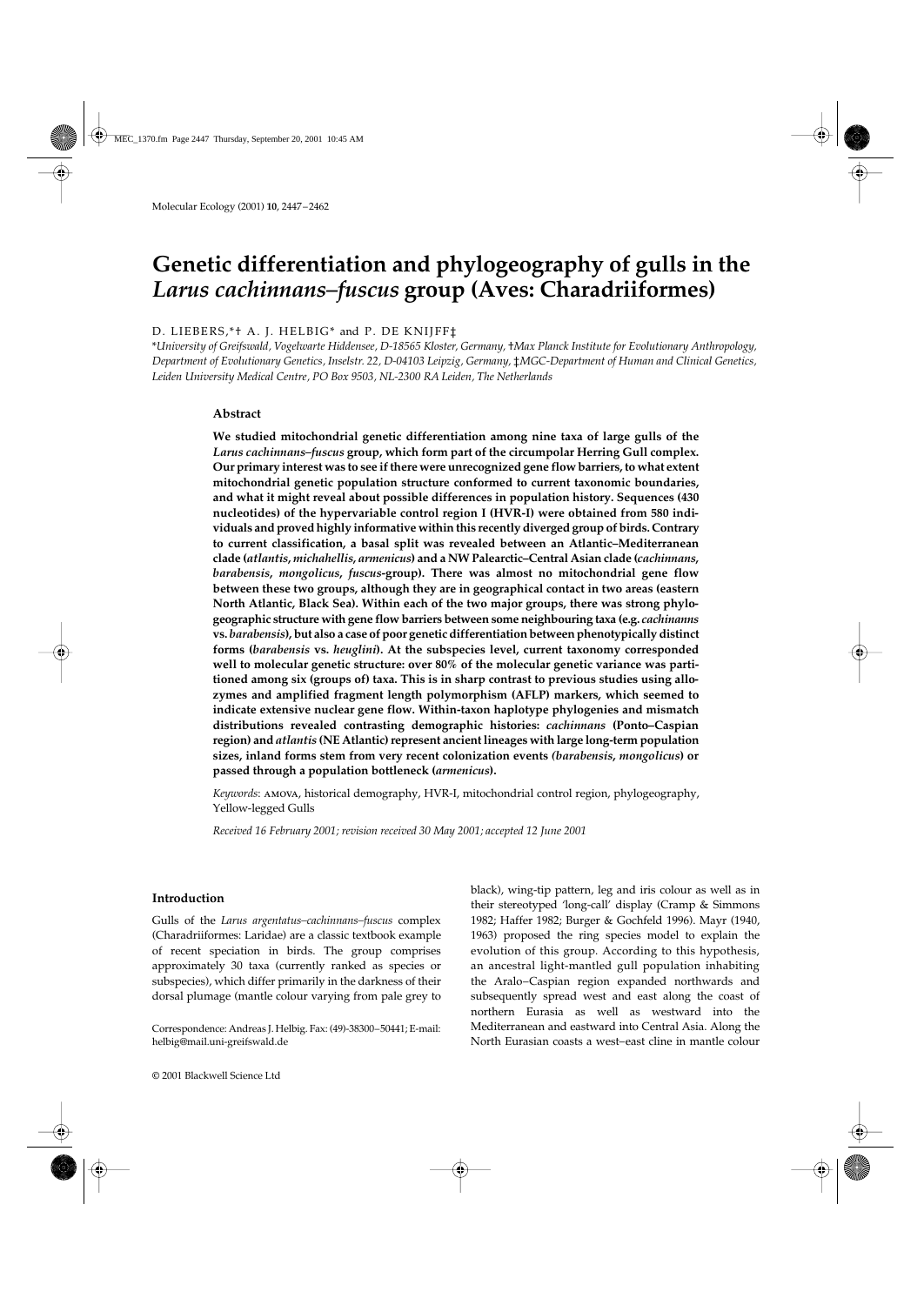# Genetic differentiation and phylogeography of gulls in the *Larus cachinnans–fuscus* group (Aves: Charadriiformes)

D. LIEBERS,*† A. J. HELBIG* and P. DE KNIJFF‡

**University of Greifswald, Vogelwarte Hiddensee, D-18565 Kloster, Germany, †Max Planck Institute for Evolutionary Anthropology, Department of Evolutionary Genetics, Inselstr. 22, D-04103 Leipzig, Germany, ‡MGC-Department of Human and Clinical Genetics, Leiden University Medical Centre, PO Box 9503, NL-2300 RA Leiden, The Netherlands*

## Abstract

**We studied mitochondrial genetic differentiation among nine taxa of large gulls of the *Larus cachinnans–fuscus* group, which form part of the circumpolar Herring Gull complex. Our primary interest was to see if there were unrecognized gene flow barriers, to what extent mitochondrial genetic population structure conformed to current taxonomic boundaries, and what it might reveal about possible differences in population history. Sequences (430 nucleotides) of the hypervariable control region I (HVR-I) were obtained from 580 individuals and proved highly informative within this recently diverged group of birds. Contrary to current classification, a basal split was revealed between an Atlantic–Mediterranean clade (*atlantis*, *michahellis*, *armenicus*) and a NW Palearctic–Central Asian clade (*cachinnans*, *barabensis*, *mongolicus*, *fuscus*-group). There was almost no mitochondrial gene flow between these two groups, although they are in geographical contact in two areas (eastern North Atlantic, Black Sea). Within each of the two major groups, there was strong phylogeographic structure with gene flow barriers between some neighbouring taxa (e.g. *cachinnans* vs. *barabensis*), but also a case of poor genetic differentiation between phenotypically distinct forms (*barabensis* vs. *heuglini*). At the subspecies level, current taxonomy corresponded well to molecular genetic structure: over 80% of the molecular genetic variance was partitioned among six (groups of) taxa. This is in sharp contrast to previous studies using allozymes and amplified fragment length polymorphism (AFLP) markers, which seemed to indicate extensive nuclear gene flow. Within-taxon haplotype phylogenies and mismatch distributions revealed contrasting demographic histories: *cachinnans* (Ponto–Caspian region) and *atlantis* (NE Atlantic) represent ancient lineages with large long-term population sizes, inland forms stem from very recent colonization events (*barabensis*, *mongolicus*) or passed through a population bottleneck (*armenicus*).**

*Keywords*: AMOVA, historical demography, HVR-I, mitochondrial control region, phylogeography, Yellow-legged Gulls

*Received 16 February 2001; revision received 30 May 2001; accepted 12 June 2001*

## Introduction

Gulls of the *Larus argentatus–cachinnans–fuscus* complex (Charadriiformes: Laridae) are a classic textbook example of recent speciation in birds. The group comprises approximately 30 taxa (currently ranked as species or subspecies), which differ primarily in the darkness of their dorsal plumage (mantle colour varying from pale grey to black), wing-tip pattern, leg and iris colour as well as in their stereotyped 'long-call' display (Cramp & Simmons 1982; Haffer 1982; Burger & Gochfeld 1996). Mayr (1940, 1963) proposed the ring species model to explain the evolution of this group. According to this hypothesis, an ancestral light-mantled gull population inhabiting the Aralo–Caspian region expanded northwards and subsequently spread west and east along the coast of northern Eurasia as well as westward into the Mediterranean and eastward into Central Asia. Along the North Eurasian coasts a west–east cline in mantle colour

Correspondence: Andreas J. Helbig. Fax: (49)-38300–50441; E-mail: helbig@mail.uni-greifswald.de

© 2001 Blackwell Science Ltd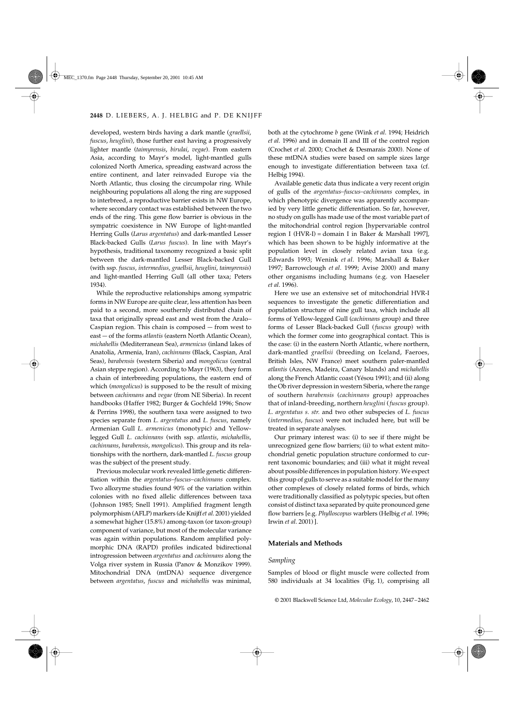developed, western birds having a dark mantle (*graellsii*, *fuscus*, *heuglini*), those further east having a progressively lighter mantle (*taimyrensis*, *birulai*, *vegae*). From eastern Asia, according to Mayr's model, light-mantled gulls colonized North America, spreading eastward across the entire continent, and later reinvaded Europe via the North Atlantic, thus closing the circumpolar ring. While neighbouring populations all along the ring are supposed to interbreed, a reproductive barrier exists in NW Europe, where secondary contact was established between the two ends of the ring. This gene flow barrier is obvious in the sympatric coexistence in NW Europe of light-mantled Herring Gulls (*Larus argentatus*) and dark-mantled Lesser Black-backed Gulls (*Larus fuscus*). In line with Mayr's hypothesis, traditional taxonomy recognized a basic split between the dark-mantled Lesser Black-backed Gull (with ssp. *fuscus*, *intermedius*, *graellsii*, *heuglini*, *taimyrensis*) and light-mantled Herring Gull (all other taxa; Peters 1934).

While the reproductive relationships among sympatric forms in NW Europe are quite clear, less attention has been paid to a second, more southernly distributed chain of taxa that originally spread east and west from the Aralo–Caspian region. This chain is composed — from west to east — of the forms *atlantis* (eastern North Atlantic Ocean), *michahellis* (Mediterranean Sea), *armenicus* (inland lakes of Anatolia, Armenia, Iran), *cachinnans* (Black, Caspian, Aral Seas), *barabensis* (western Siberia) and *mongolicus* (central Asian steppe region). According to Mayr (1963), they form a chain of interbreeding populations, the eastern end of which (*mongolicus*) is supposed to be the result of mixing between *cachinnans* and *vegae* (from NE Siberia). In recent handbooks (Haffer 1982; Burger & Gochfeld 1996; Snow & Perrins 1998), the southern taxa were assigned to two species separate from *L. argentatus* and *L. fuscus*, namely Armenian Gull *L. armenicus* (monotypic) and Yellow-legged Gull *L. cachinnans* (with ssp. *atlantis*, *michahellis*, *cachinnans*, *barabensis*, *mongolicus*). This group and its relationships with the northern, dark-mantled *L. fuscus* group was the subject of the present study.

Previous molecular work revealed little genetic differentiation within the *argentatus–fuscus–cachinnans* complex. Two allozyme studies found 90% of the variation within colonies with no fixed allelic differences between taxa (Johnson 1985; Snell 1991). Amplified fragment length polymorphism (AFLP) markers (de Knijff *et al.* 2001) yielded a somewhat higher (15.8%) among-taxon (or taxon-group) component of variance, but most of the molecular variance was again within populations. Random amplified polymorphic DNA (RAPD) profiles indicated bidirectional introgression between *argentatus* and *cachinnans* along the Volga river system in Russia (Panov & Monzikov 1999). Mitochondrial DNA (mtDNA) sequence divergence between *argentatus*, *fuscus* and *michahellis* was minimal, both at the cytochrome *b* gene (Wink *et al.* 1994; Heidrich *et al.* 1996) and in domain II and III of the control region (Crochet *et al.* 2000; Crochet & Desmarais 2000). None of these mtDNA studies were based on sample sizes large enough to investigate differentiation between taxa (cf. Helbig 1994).

Available genetic data thus indicate a very recent origin of gulls of the *argentatus–fuscus–cachinnans* complex, in which phenotypic divergence was apparently accompanied by very little genetic differentiation. So far, however, no study on gulls has made use of the most variable part of the mitochondrial control region [hypervariable control region I (HVR-I) = domain I in Baker & Marshall 1997], which has been shown to be highly informative at the population level in closely related avian taxa (e.g. Edwards 1993; Wenink *et al.* 1996; Marshall & Baker 1997; Barrowclough *et al.* 1999; Avise 2000) and many other organisms including humans (e.g. von Haeseler *et al.* 1996).

Here we use an extensive set of mitochondrial HVR-I sequences to investigate the genetic differentiation and population structure of nine gull taxa, which include all forms of Yellow-legged Gull (*cachinnans* group) and three forms of Lesser Black-backed Gull (*fuscus* group) with which the former come into geographical contact. This is the case: (i) in the eastern North Atlantic, where northern, dark-mantled *graellsii* (breeding on Iceland, Faeroes, British Isles, NW France) meet southern paler-mantled *atlantis* (Azores, Madeira, Canary Islands) and *michahellis* along the French Atlantic coast (Yésou 1991); and (ii) along the Ob river depression in western Siberia, where the range of southern *barabensis* (*cachinnans* group) approaches that of inland-breeding, northern *heuglini* (*fuscus* group). *L. argentatus s. str.* and two other subspecies of *L. fuscus* (*intermedius*, *fuscus*) were not included here, but will be treated in separate analyses.

Our primary interest was: (i) to see if there might be unrecognized gene flow barriers; (ii) to what extent mitochondrial genetic population structure conformed to current taxonomic boundaries; and (iii) what it might reveal about possible differences in population history. We expect this group of gulls to serve as a suitable model for the many other complexes of closely related forms of birds, which were traditionally classified as polytypic species, but often consist of distinct taxa separated by quite pronounced gene flow barriers [e.g. *Phylloscopus* warblers (Helbig *et al.* 1996; Irwin *et al.* 2001)].

## Materials and Methods

### Sampling

Samples of blood or flight muscle were collected from 580 individuals at 34 localities (Fig. 1), comprising all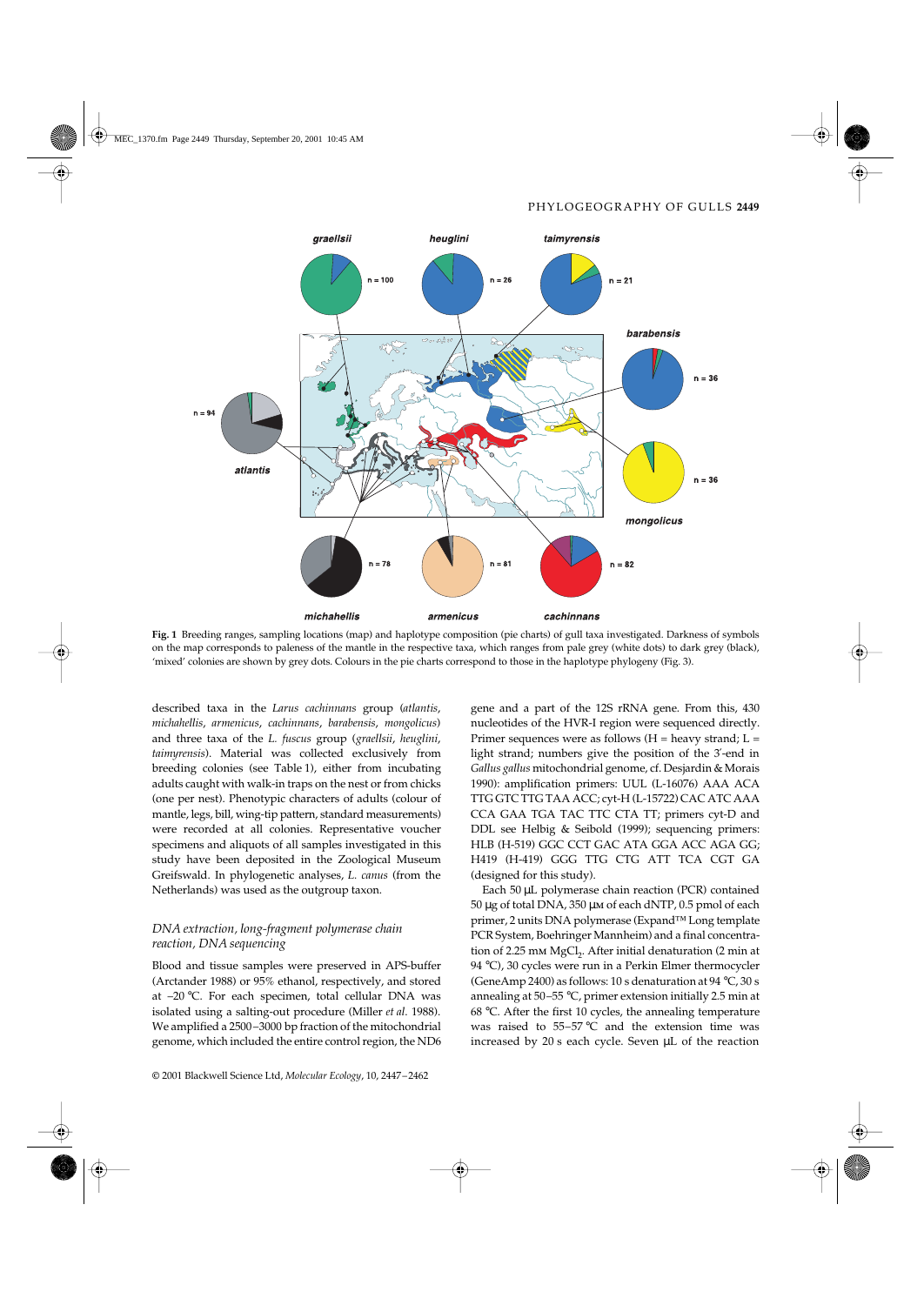Fig. 1 Breeding ranges, sampling locations (map) and haplotype composition (pie charts) of gull taxa investigated. Darkness of symbols on the map corresponds to paleness of the mantle in the respective taxa, which ranges from pale grey (white dots) to dark grey (black), 'mixed' colonies are shown by grey dots. Colours in the pie charts correspond to those in the haplotype phylogeny (Fig. 3).

described taxa in the *Larus cachinnans* group (*atlantis*, *michahellis*, *armenicus*, *cachinnans*, *barabensis*, *mongolicus*) and three taxa of the *L. fuscus* group (*graellsii*, *heuglini*, *taimyrensis*). Material was collected exclusively from breeding colonies (see Table 1), either from incubating adults caught with walk-in traps on the nest or from chicks (one per nest). Phenotypic characters of adults (colour of mantle, legs, bill, wing-tip pattern, standard measurements) were recorded at all colonies. Representative voucher specimens and aliquots of all samples investigated in this study have been deposited in the Zoological Museum Greifswald. In phylogenetic analyses, *L. canus* (from the Netherlands) was used as the outgroup taxon.

### *DNA extraction, long-fragment polymerase chain reaction, DNA sequencing*

Blood and tissue samples were preserved in APS-buffer (Arctander 1988) or 95% ethanol, respectively, and stored at −20 °C. For each specimen, total cellular DNA was isolated using a salting-out procedure (Miller *et al.* 1988). We amplified a 2500–3000 bp fraction of the mitochondrial genome, which included the entire control region, the ND6 gene and a part of the 12S rRNA gene. From this, 430 nucleotides of the HVR-I region were sequenced directly. Primer sequences were as follows (H = heavy strand; L = light strand; numbers give the position of the 3′-end in *Gallus gallus* mitochondrial genome, cf. Desjardin & Morais 1990): amplification primers: UUL (L-16076) AAA ACA TTG GTC TTG TAA ACC; cyt-H (L-15722) CAC ATC AAA CCA GAA TGA TAC TTC CTA TT; primers cyt-D and DDL see Helbig & Seibold (1999); sequencing primers: HLB (H-519) GGC CCT GAC ATA GGA ACC AGA GG; H419 (H-419) GGG TTG CTG ATT TCA CGT GA (designed for this study).

Each 50 µL polymerase chain reaction (PCR) contained 50 µg of total DNA, 350 µM of each dNTP, 0.5 pmol of each primer, 2 units DNA polymerase (Expand™ Long template PCR System, Boehringer Mannheim) and a final concentration of 2.25 mM $MgCl_2$. After initial denaturation (2 min at 94 °C), 30 cycles were run in a Perkin Elmer thermocycler (GeneAmp 2400) as follows: 10 s denaturation at 94 °C, 30 s annealing at 50–55 °C, primer extension initially 2.5 min at 68 °C. After the first 10 cycles, the annealing temperature was raised to 55–57 °C and the extension time was increased by 20 s each cycle. Seven µL of the reaction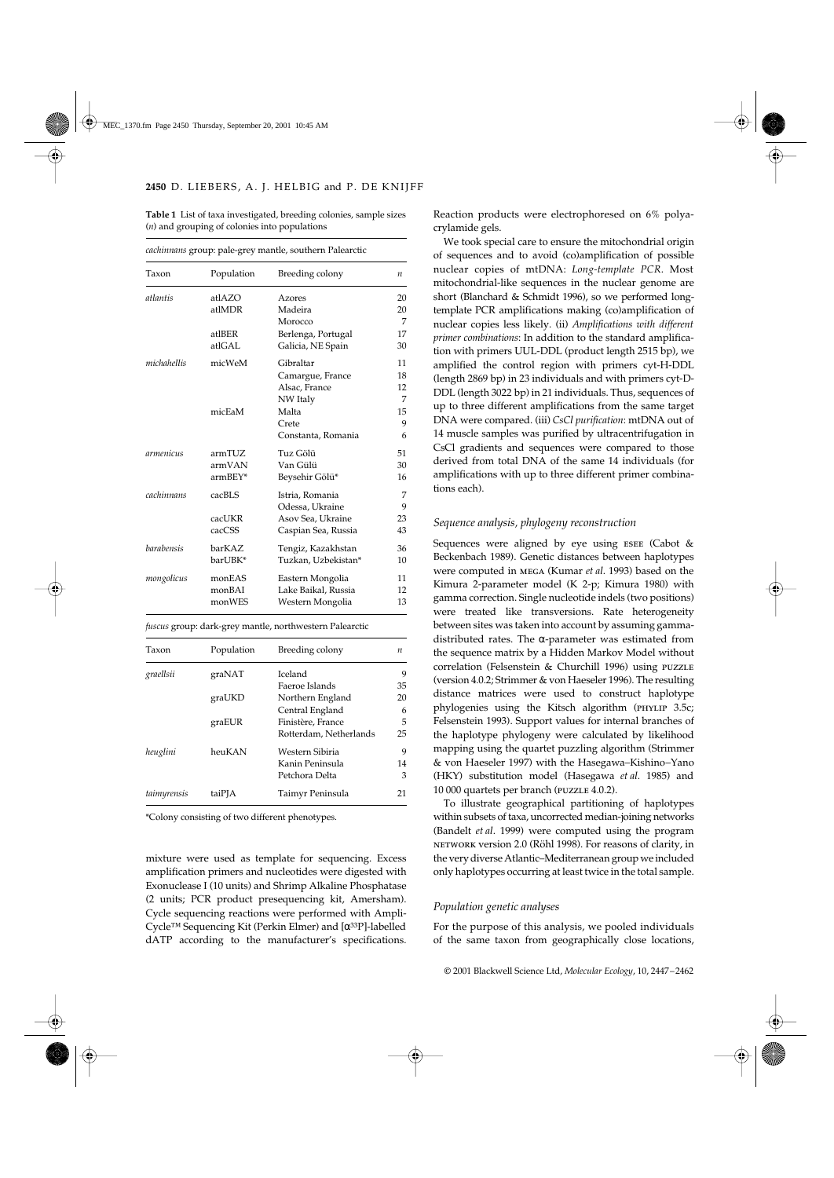**Table 1** List of taxa investigated, breeding colonies, sample sizes (*n*) and grouping of colonies into populations

*cachinnans* group: pale-grey mantle, southern Palearctic

| Taxon | Population | Breeding colony | *n* |
|---|---|---|---|
| *atlantis* | atlAZO | Azores | 20 |
| | atlMDR | Madeira | 20 |
| | | Morocco | 7 |
| | atlBER | Berlenga, Portugal | 17 |
| | atlGAL | Galicia, NE Spain | 30 |
| *michahellis* | micWeM | Gibraltar | 11 |
| | | Camargue, France | 18 |
| | | Alsac, France | 12 |
| | | NW Italy | 7 |
| | micEaM | Malta | 15 |
| | | Crete | 9 |
| | | Constanta, Romania | 6 |
| *armenicus* | armTUZ | Tuz Gölü | 51 |
| | armVAN | Van Gülü | 30 |
| | armBEY* | Beysehir Gölü* | 16 |
| *cachinnans* | cacBLS | Istria, Romania | 7 |
| | | Odessa, Ukraine | 9 |
| | cacUKR | Asov Sea, Ukraine | 23 |
| | cacCSS | Caspian Sea, Russia | 43 |
| *barabensis* | barKAZ | Tengiz, Kazakhstan | 36 |
| | barUBK* | Tuzkan, Uzbekistan* | 10 |
| *mongolicus* | monEAS | Eastern Mongolia | 11 |
| | monBAI | Lake Baikal, Russia | 12 |
| | monWES | Western Mongolia | 13 |

*fuscus* group: dark-grey mantle, northwestern Palearctic

| Taxon | Population | Breeding colony | *n* |
|---|---|---|---|
| *graellsii* | graNAT | Iceland | 9 |
| | | Faeroe Islands | 35 |
| | graUKD | Northern England | 20 |
| | | Central England | 6 |
| | graEUR | Finistère, France | 5 |
| | | Rotterdam, Netherlands | 25 |
| *heuglini* | heuKAN | Western Sibiria | 9 |
| | | Kanin Peninsula | 14 |
| | | Petchora Delta | 3 |
| *taimyrensis* | taiPJA | Taimyr Peninsula | 21 |

*Colony consisting of two different phenotypes.

mixture were used as template for sequencing. Excess amplification primers and nucleotides were digested with Exonuclease I (10 units) and Shrimp Alkaline Phosphatase (2 units; PCR product presequencing kit, Amersham). Cycle sequencing reactions were performed with AmpliCycle™ Sequencing Kit (Perkin Elmer) and [α$^{33}$P]-labelled dATP according to the manufacturer's specifications. Reaction products were electrophoresed on 6% polyacrylamide gels.

We took special care to ensure the mitochondrial origin of sequences and to avoid (co)amplification of possible nuclear copies of mtDNA: *Long-template PCR*. Most mitochondrial-like sequences in the nuclear genome are short (Blanchard & Schmidt 1996), so we performed long-template PCR amplifications making (co)amplification of nuclear copies less likely. (ii) *Amplifications with different primer combinations*: In addition to the standard amplification with primers UUL-DDL (product length 2515 bp), we amplified the control region with primers cyt-H-DDL (length 2869 bp) in 23 individuals and with primers cyt-D-DDL (length 3022 bp) in 21 individuals. Thus, sequences of up to three different amplifications from the same target DNA were compared. (iii) *CsCl purification*: mtDNA out of 14 muscle samples was purified by ultracentrifugation in CsCl gradients and sequences were compared to those derived from total DNA of the same 14 individuals (for amplifications with up to three different primer combinations each).

### *Sequence analysis, phylogeny reconstruction*

Sequences were aligned by eye using ESEE (Cabot & Beckenbach 1989). Genetic distances between haplotypes were computed in MEGA (Kumar *et al.* 1993) based on the Kimura 2-parameter model (K 2-p; Kimura 1980) with gamma correction. Single nucleotide indels (two positions) were treated like transversions. Rate heterogeneity between sites was taken into account by assuming gamma-distributed rates. The α-parameter was estimated from the sequence matrix by a Hidden Markov Model without correlation (Felsenstein & Churchill 1996) using PUZZLE (version 4.0.2; Strimmer & von Haeseler 1996). The resulting distance matrices were used to construct haplotype phylogenies using the Kitsch algorithm (PHYLIP 3.5c; Felsenstein 1993). Support values for internal branches of the haplotype phylogeny were calculated by likelihood mapping using the quartet puzzling algorithm (Strimmer & von Haeseler 1997) with the Hasegawa–Kishino–Yano (HKY) substitution model (Hasegawa *et al.* 1985) and 10 000 quartets per branch (PUZZLE 4.0.2).

To illustrate geographical partitioning of haplotypes within subsets of taxa, uncorrected median-joining networks (Bandelt *et al.* 1999) were computed using the program NETWORK version 2.0 (Röhl 1998). For reasons of clarity, in the very diverse Atlantic–Mediterranean group we included only haplotypes occurring at least twice in the total sample.

### *Population genetic analyses*

For the purpose of this analysis, we pooled individuals of the same taxon from geographically close locations,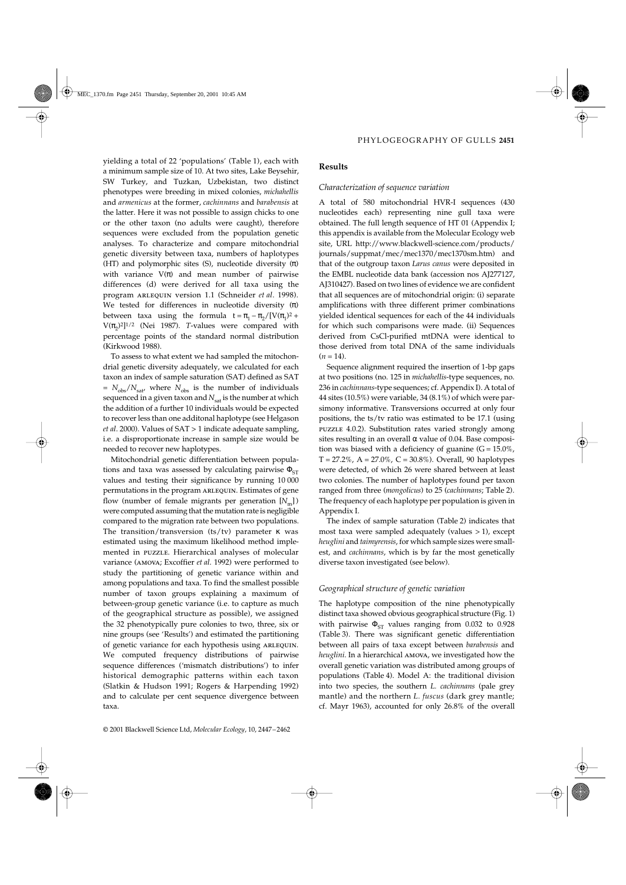yielding a total of 22 'populations' (Table 1), each with a minimum sample size of 10. At two sites, Lake Beysehir, SW Turkey, and Tuzkan, Uzbekistan, two distinct phenotypes were breeding in mixed colonies, *michahellis* and *armenicus* at the former, *cachinnans* and *barabensis* at the latter. Here it was not possible to assign chicks to one or the other taxon (no adults were caught), therefore sequences were excluded from the population genetic analyses. To characterize and compare mitochondrial genetic diversity between taxa, numbers of haplotypes (HT) and polymorphic sites (S), nucleotide diversity ($\pi$) with variance $V(\pi)$ and mean number of pairwise differences (d) were derived for all taxa using the program ARLEQUIN version 1.1 (Schneider *et al*. 1998). We tested for differences in nucleotide diversity ($\pi$) between taxa using the formula $t = \pi_1 - \pi_2/[V(\pi_1)^2 + V(\pi_2)^2]^{1/2}$ (Nei 1987). *T*-values were compared with percentage points of the standard normal distribution (Kirkwood 1988).

To assess to what extent we had sampled the mitochondrial genetic diversity adequately, we calculated for each taxon an index of sample saturation (SAT) defined as SAT $= N_{obs}/N_{sat}$, where $N_{obs}$ is the number of individuals sequenced in a given taxon and $N_{sat}$ is the number at which the addition of a further 10 individuals would be expected to recover less than one additonal haplotype (see Helgason *et al*. 2000). Values of SAT > 1 indicate adequate sampling, i.e. a disproportionate increase in sample size would be needed to recover new haplotypes.

Mitochondrial genetic differentiation between populations and taxa was assessed by calculating pairwise $\Phi_{ST}$ values and testing their significance by running 10 000 permutations in the program ARLEQUIN. Estimates of gene flow (number of female migrants per generation [$N_m$]) were computed assuming that the mutation rate is negligible compared to the migration rate between two populations. The transition/transversion (ts/tv) parameter $\kappa$ was estimated using the maximum likelihood method implemented in PUZZLE. Hierarchical analyses of molecular variance (AMOVA; Excoffier *et al*. 1992) were performed to study the partitioning of genetic variance within and among populations and taxa. To find the smallest possible number of taxon groups explaining a maximum of between-group genetic variance (i.e. to capture as much of the geographical structure as possible), we assigned the 32 phenotypically pure colonies to two, three, six or nine groups (see 'Results') and estimated the partitioning of genetic variance for each hypothesis using ARLEQUIN. We computed frequency distributions of pairwise sequence differences ('mismatch distributions') to infer historical demographic patterns within each taxon (Slatkin & Hudson 1991; Rogers & Harpending 1992) and to calculate per cent sequence divergence between taxa.

## Results

### *Characterization of sequence variation*

A total of 580 mitochondrial HVR-I sequences (430 nucleotides each) representing nine gull taxa were obtained. The full length sequence of HT 01 (Appendix I; this appendix is available from the Molecular Ecology web site, URL http://www.blackwell-science.com/products/journals/suppmat/mec/mec1370/mec1370sm.htm) and that of the outgroup taxon *Larus canus* were deposited in the EMBL nucleotide data bank (accession nos AJ277127, AJ310427). Based on two lines of evidence we are confident that all sequences are of mitochondrial origin: (i) separate amplifications with three different primer combinations yielded identical sequences for each of the 44 individuals for which such comparisons were made. (ii) Sequences derived from CsCl-purified mtDNA were identical to those derived from total DNA of the same individuals ($n = 14$).

Sequence alignment required the insertion of 1-bp gaps at two positions (no. 125 in *michahellis*-type sequences, no. 236 in *cachinnans*-type sequences; cf. Appendix I). A total of 44 sites (10.5%) were variable, 34 (8.1%) of which were parsimony informative. Transversions occurred at only four positions, the ts/tv ratio was estimated to be 17.1 (using PUZZLE 4.0.2). Substitution rates varied strongly among sites resulting in an overall $\alpha$ value of 0.04. Base composition was biased with a deficiency of guanine (G = 15.0%, T = 27.2%, A = 27.0%, C = 30.8%). Overall, 90 haplotypes were detected, of which 26 were shared between at least two colonies. The number of haplotypes found per taxon ranged from three (*mongolicus*) to 25 (*cachinnans*; Table 2). The frequency of each haplotype per population is given in Appendix I.

The index of sample saturation (Table 2) indicates that most taxa were sampled adequately (values > 1), except *heuglini* and *taimyrensis*, for which sample sizes were smallest, and *cachinnans*, which is by far the most genetically diverse taxon investigated (see below).

### *Geographical structure of genetic variation*

The haplotype composition of the nine phenotypically distinct taxa showed obvious geographical structure (Fig. 1) with pairwise $\Phi_{ST}$ values ranging from 0.032 to 0.928 (Table 3). There was significant genetic differentiation between all pairs of taxa except between *barabensis* and *heuglini*. In a hierarchical AMOVA, we investigated how the overall genetic variation was distributed among groups of populations (Table 4). Model A: the traditional division into two species, the southern *L. cachinnans* (pale grey mantle) and the northern *L. fuscus* (dark grey mantle; cf. Mayr 1963), accounted for only 26.8% of the overall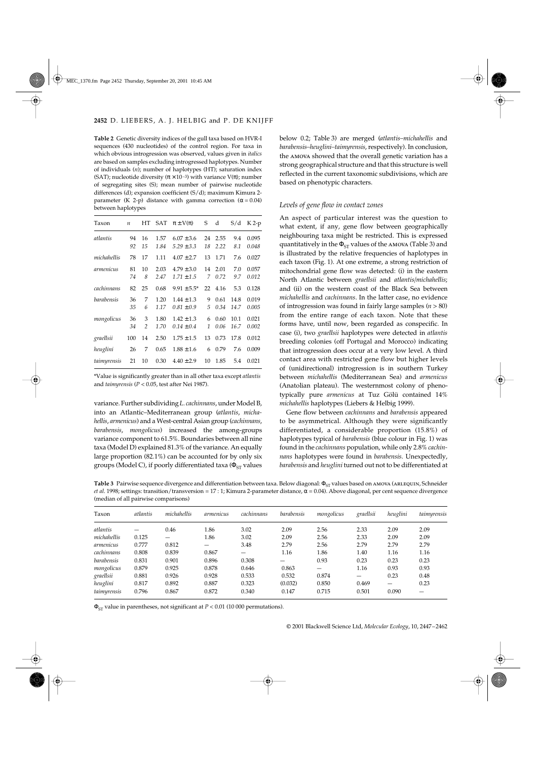**Table 2** Genetic diversity indices of the gull taxa based on HVR-I sequences (430 nucleotides) of the control region. For taxa in which obvious introgression was observed, values given in *italics* are based on samples excluding introgressed haplotypes. Number of individuals ($n$); number of haplotypes (HT); saturation index (SAT); nucleotide diversity ($\pi \times 10^{-3}$) with variance $V(\pi)$; number of segregating sites (S); mean number of pairwise nucleotide differences (d); expansion coefficient (S/d); maximum Kimura 2-parameter (K 2-p) distance with gamma correction ($\alpha = 0.04$) between haplotypes

| Taxon | $n$ | HT | SAT | $\pi \pm V(\pi)$ | S | d | S/d | K 2-p |
|---|---|---|---|---|---|---|---|---|
| *atlantis* | 94 | 16 | 1.57 | 6.07 ± 3.6 | 24 | 2.55 | 9.4 | 0.095 |
| | *92* | *15* | *1.84* | *5.29 ± 3.3* | *18* | *2.22* | *8.1* | *0.048* |
| *michahellis* | 78 | 17 | 1.11 | 4.07 ± 2.7 | 13 | 1.71 | 7.6 | 0.027 |
| *armenicus* | 81 | 10 | 2.03 | 4.79 ± 3.0 | 14 | 2.01 | 7.0 | 0.057 |
| | *74* | *8* | *2.47* | *1.71 ± 1.5* | *7* | *0.72* | *9.7* | *0.012* |
| *cachinnans* | 82 | 25 | 0.68 | 9.91 ± 5.5* | 22 | 4.16 | 5.3 | 0.128 |
| *barabensis* | 36 | 7 | 1.20 | 1.44 ± 1.3 | 9 | 0.61 | 14.8 | 0.019 |
| | *35* | *6* | *1.17* | *0.81 ± 0.9* | *5* | *0.34* | *14.7* | *0.005* |
| *mongolicus* | 36 | 3 | 1.80 | 1.42 ± 1.3 | 6 | 0.60 | 10.1 | 0.021 |
| | *34* | *2* | *1.70* | *0.14 ± 0.4* | *1* | *0.06* | *16.7* | *0.002* |
| *graellsii* | 100 | 14 | 2.50 | 1.75 ± 1.5 | 13 | 0.73 | 17.8 | 0.012 |
| *heuglini* | 26 | 7 | 0.65 | 1.88 ± 1.6 | 6 | 0.79 | 7.6 | 0.009 |
| *taimyrensis* | 21 | 10 | 0.30 | 4.40 ± 2.9 | 10 | 1.85 | 5.4 | 0.021 |

*Value is significantly greater than in all other taxa except *atlantis* and *taimyrensis* ($P < 0.05$, test after Nei 1987).

variance. Further subdividing *L. cachinnans*, under Model B, into an Atlantic–Mediterranean group (*atlantis*, *michahellis*, *armenicus*) and a West-central Asian group (*cachinnans*, *barabensis*, *mongolicus*) increased the among-groups variance component to 61.5%. Boundaries between all nine taxa (Model D) explained 81.3% of the variance. An equally large proportion (82.1%) can be accounted for by only six groups (Model C), if poorly differentiated taxa ($\Phi_{ST}$ values below 0.2; Table 3) are merged (*atlantis*–*michahellis* and *barabensis*–*heuglini*–*taimyrensis*, respectively). In conclusion, the AMOVA showed that the overall genetic variation has a strong geographical structure and that this structure is well reflected in the current taxonomic subdivisions, which are based on phenotypic characters.

### *Levels of gene flow in contact zones*

An aspect of particular interest was the question to what extent, if any, gene flow between geographically neighbouring taxa might be restricted. This is expressed quantitatively in the $\Phi_{ST}$ values of the AMOVA (Table 3) and is illustrated by the relative frequencies of haplotypes in each taxon (Fig. 1). At one extreme, a strong restriction of mitochondrial gene flow was detected: (i) in the eastern North Atlantic between *graellsii* and *atlantis*/*michahellis*; and (ii) on the western coast of the Black Sea between *michahellis* and *cachinnans*. In the latter case, no evidence of introgression was found in fairly large samples ($n > 80$) from the entire range of each taxon. Note that these forms have, until now, been regarded as conspecific. In case (i), two *graellsii* haplotypes were detected in *atlantis* breeding colonies (off Portugal and Morocco) indicating that introgression does occur at a very low level. A third contact area with restricted gene flow but higher levels of (unidirectional) introgression is in southern Turkey between *michahellis* (Mediterranean Sea) and *armenicus* (Anatolian plateau). The westernmost colony of phenotypically pure *armenicus* at Tuz Gölü contained 14% *michahellis* haplotypes (Liebers & Helbig 1999).

Gene flow between *cachinnans* and *barabensis* appeared to be asymmetrical. Although they were significantly differentiated, a considerable proportion (15.8%) of haplotypes typical of *barabensis* (blue colour in Fig. 1) was found in the *cachinnans* population, while only 2.8% *cachinnans* haplotypes were found in *barabensis*. Unexpectedly, *barabensis* and *heuglini* turned out not to be differentiated at

**Table 3** Pairwise sequence divergence and differentiation between taxa. Below diagonal: $\Phi_{ST}$ values based on AMOVA (ARLEQUIN, Schneider *et al.* 1998; settings: transition/transversion = 17 : 1; Kimura 2-parameter distance, $\alpha = 0.04$). Above diagonal, per cent sequence divergence (median of all pairwise comparisons)

| Taxon | *atlantis* | *michahellis* | *armenicus* | *cachinnans* | *barabensis* | *mongolicus* | *graellsii* | *heuglini* | *taimyrensis* |
|---|---|---|---|---|---|---|---|---|---|
| *atlantis* | — | 0.46 | 1.86 | 3.02 | 2.09 | 2.56 | 2.33 | 2.09 | 2.09 |
| *michahellis* | 0.125 | — | 1.86 | 3.02 | 2.09 | 2.56 | 2.33 | 2.09 | 2.09 |
| *armenicus* | 0.777 | 0.812 | — | 3.48 | 2.79 | 2.56 | 2.79 | 2.79 | 2.79 |
| *cachinnans* | 0.808 | 0.839 | 0.867 | — | 1.16 | 1.86 | 1.40 | 1.16 | 1.16 |
| *barabensis* | 0.831 | 0.901 | 0.896 | 0.308 | — | 0.93 | 0.23 | 0.23 | 0.23 |
| *mongolicus* | 0.879 | 0.925 | 0.878 | 0.646 | 0.863 | — | 1.16 | 0.93 | 0.93 |
| *graellsii* | 0.881 | 0.926 | 0.928 | 0.533 | 0.532 | 0.874 | — | 0.23 | 0.48 |
| *heuglini* | 0.817 | 0.892 | 0.887 | 0.323 | (0.032) | 0.850 | 0.469 | — | 0.23 |
| *taimyrensis* | 0.796 | 0.867 | 0.872 | 0.340 | 0.147 | 0.715 | 0.501 | 0.090 | — |

$\Phi_{ST}$ value in parentheses, not significant at $P < 0.01$ (10 000 permutations).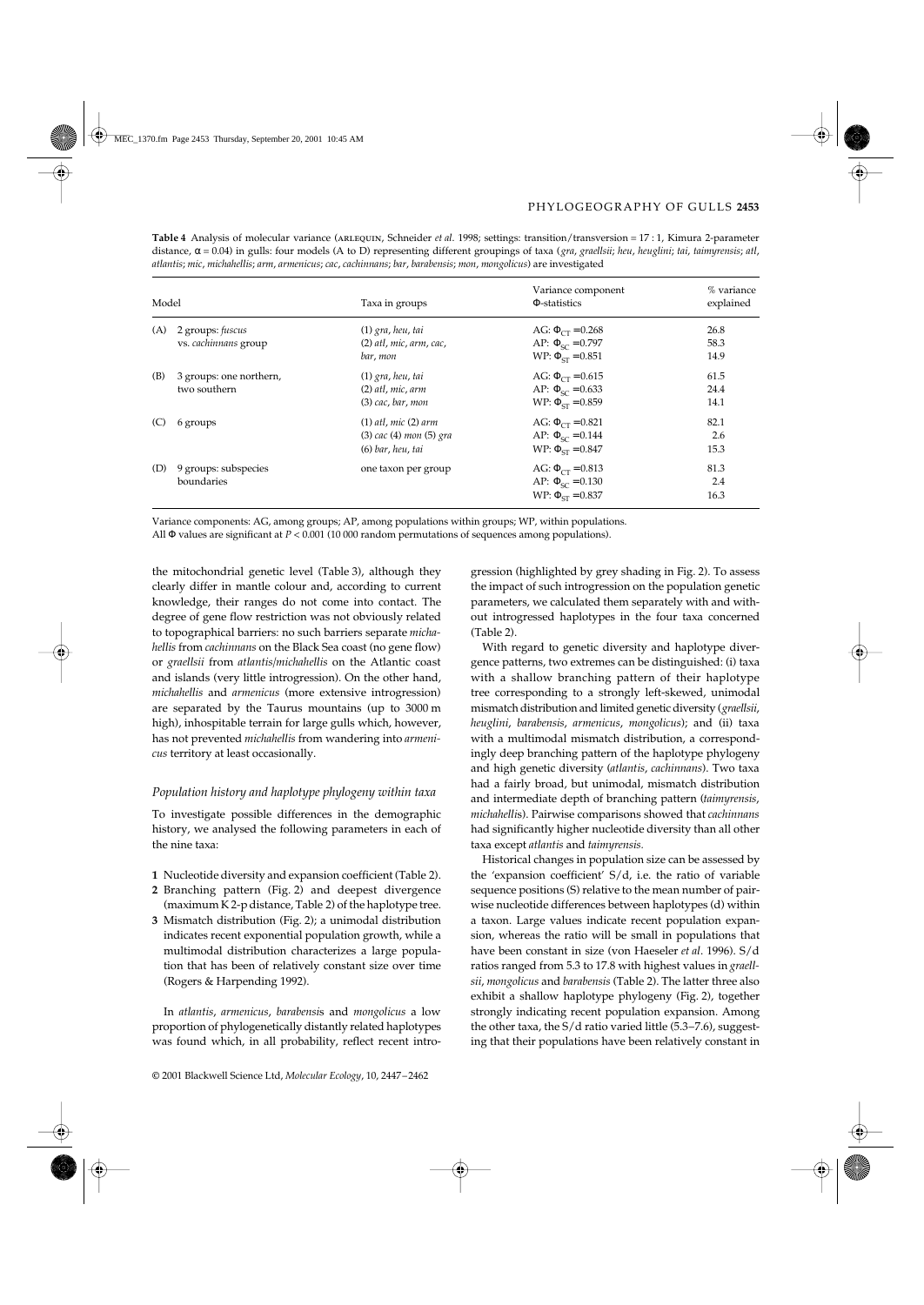**Table 4** Analysis of molecular variance (ARLEQUIN, Schneider *et al*. 1998; settings: transition/transversion = 17 : 1, Kimura 2-parameter distance, $\alpha = 0.04$) in gulls: four models (A to D) representing different groupings of taxa (*gra*, *graellsii*; *heu*, *heuglini*; *tai*, *taimyrensis*; *atl*, *atlantis*; *mic*, *michahellis*; *arm*, *armenicus*; *cac*, *cachinnans*; *bar*, *barabensis*; *mon*, *mongolicus*) are investigated

| Model | Taxa in groups | Variance component Φ-statistics | % variance explained |
|---|---|---|---|
| (A) 2 groups: *fuscus* vs. *cachinnans* group | (1) *gra*, *heu*, *tai* (2) *atl*, *mic*, *arm*, *cac*, *bar*, *mon* | AG: $\Phi_{CT} = 0.268$ AP: $\Phi_{SC} = 0.797$ WP: $\Phi_{ST} = 0.851$ | 26.8 58.3 14.9 |
| (B) 3 groups: one northern, two southern | (1) *gra*, *heu*, *tai* (2) *atl*, *mic*, *arm* (3) *cac*, *bar*, *mon* | AG: $\Phi_{CT} = 0.615$ AP: $\Phi_{SC} = 0.633$ WP: $\Phi_{ST} = 0.859$ | 61.5 24.4 14.1 |
| (C) 6 groups | (1) *atl*, *mic* (2) *arm* (3) *cac* (4) *mon* (5) *gra* (6) *bar*, *heu*, *tai* | AG: $\Phi_{CT} = 0.821$ AP: $\Phi_{SC} = 0.144$ WP: $\Phi_{ST} = 0.847$ | 82.1 2.6 15.3 |
| (D) 9 groups: subspecies boundaries | one taxon per group | AG: $\Phi_{CT} = 0.813$ AP: $\Phi_{SC} = 0.130$ WP: $\Phi_{ST} = 0.837$ | 81.3 2.4 16.3 |

Variance components: AG, among groups; AP, among populations within groups; WP, within populations.
All Φ values are significant at $P < 0.001$ (10 000 random permutations of sequences among populations).

the mitochondrial genetic level (Table 3), although they clearly differ in mantle colour and, according to current knowledge, their ranges do not come into contact. The degree of gene flow restriction was not obviously related to topographical barriers: no such barriers separate *michahellis* from *cachinnans* on the Black Sea coast (no gene flow) or *graellsii* from *atlantis*/*michahellis* on the Atlantic coast and islands (very little introgression). On the other hand, *michahellis* and *armenicus* (more extensive introgression) are separated by the Taurus mountains (up to 3000 m high), inhospitable terrain for large gulls which, however, has not prevented *michahellis* from wandering into *armenicus* territory at least occasionally.

### *Population history and haplotype phylogeny within taxa*

To investigate possible differences in the demographic history, we analysed the following parameters in each of the nine taxa:

1. Nucleotide diversity and expansion coefficient (Table 2).
2. Branching pattern (Fig. 2) and deepest divergence (maximum K 2-p distance, Table 2) of the haplotype tree.
3. Mismatch distribution (Fig. 2); a unimodal distribution indicates recent exponential population growth, while a multimodal distribution characterizes a large population that has been of relatively constant size over time (Rogers & Harpending 1992).

In *atlantis*, *armenicus*, *barabensis* and *mongolicus* a low proportion of phylogenetically distantly related haplotypes was found which, in all probability, reflect recent introgression (highlighted by grey shading in Fig. 2). To assess the impact of such introgression on the population genetic parameters, we calculated them separately with and without introgressed haplotypes in the four taxa concerned (Table 2).

With regard to genetic diversity and haplotype divergence patterns, two extremes can be distinguished: (i) taxa with a shallow branching pattern of their haplotype tree corresponding to a strongly left-skewed, unimodal mismatch distribution and limited genetic diversity (*graellsii*, *heuglini*, *barabensis*, *armenicus*, *mongolicus*); and (ii) taxa with a multimodal mismatch distribution, a correspondingly deep branching pattern of the haplotype phylogeny and high genetic diversity (*atlantis*, *cachinnans*). Two taxa had a fairly broad, but unimodal, mismatch distribution and intermediate depth of branching pattern (*taimyrensis*, *michahellis*). Pairwise comparisons showed that *cachinnans* had significantly higher nucleotide diversity than all other taxa except *atlantis* and *taimyrensis*.

Historical changes in population size can be assessed by the 'expansion coefficient' S/d, i.e. the ratio of variable sequence positions (S) relative to the mean number of pairwise nucleotide differences between haplotypes (d) within a taxon. Large values indicate recent population expansion, whereas the ratio will be small in populations that have been constant in size (von Haeseler *et al*. 1996). S/d ratios ranged from 5.3 to 17.8 with highest values in *graellsii*, *mongolicus* and *barabensis* (Table 2). The latter three also exhibit a shallow haplotype phylogeny (Fig. 2), together strongly indicating recent population expansion. Among the other taxa, the S/d ratio varied little (5.3–7.6), suggesting that their populations have been relatively constant in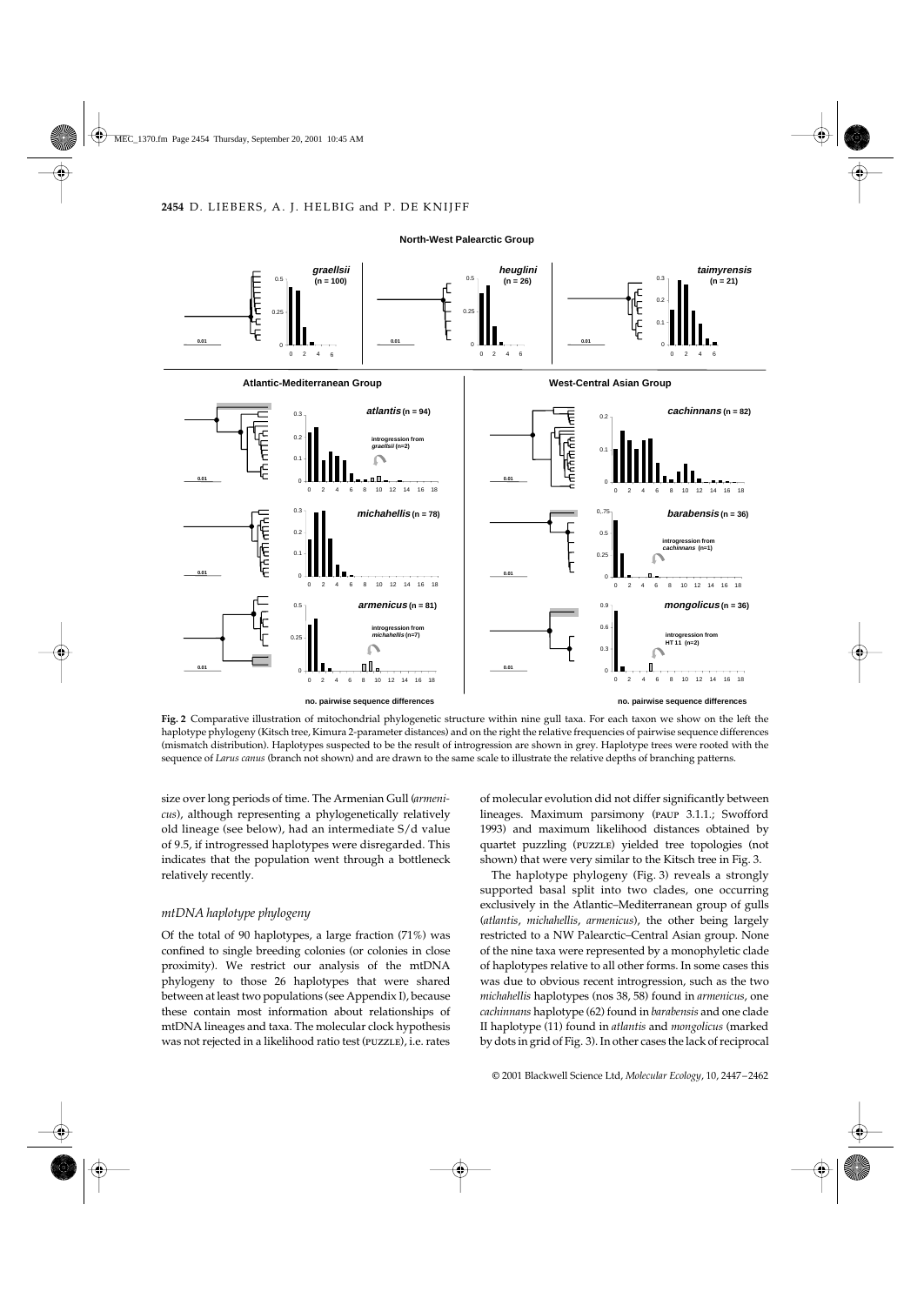**Fig. 2** Comparative illustration of mitochondrial phylogenetic structure within nine gull taxa. For each taxon we show on the left the haplotype phylogeny (Kitsch tree, Kimura 2-parameter distances) and on the right the relative frequencies of pairwise sequence differences (mismatch distribution). Haplotypes suspected to be the result of introgression are shown in grey. Haplotype trees were rooted with the sequence of *Larus canus* (branch not shown) and are drawn to the same scale to illustrate the relative depths of branching patterns.

size over long periods of time. The Armenian Gull (*armenicus*), although representing a phylogenetically relatively old lineage (see below), had an intermediate S/d value of 9.5, if introgressed haplotypes were disregarded. This indicates that the population went through a bottleneck relatively recently.

### *mtDNA haplotype phylogeny*

Of the total of 90 haplotypes, a large fraction (71%) was confined to single breeding colonies (or colonies in close proximity). We restrict our analysis of the mtDNA phylogeny to those 26 haplotypes that were shared between at least two populations (see Appendix I), because these contain most information about relationships of mtDNA lineages and taxa. The molecular clock hypothesis was not rejected in a likelihood ratio test (PUZZLE), i.e. rates of molecular evolution did not differ significantly between lineages. Maximum parsimony (PAUP 3.1.1.; Swofford 1993) and maximum likelihood distances obtained by quartet puzzling (PUZZLE) yielded tree topologies (not shown) that were very similar to the Kitsch tree in Fig. 3.

The haplotype phylogeny (Fig. 3) reveals a strongly supported basal split into two clades, one occurring exclusively in the Atlantic–Mediterranean group of gulls (*atlantis*, *michahellis*, *armenicus*), the other being largely restricted to a NW Palearctic–Central Asian group. None of the nine taxa were represented by a monophyletic clade of haplotypes relative to all other forms. In some cases this was due to obvious recent introgression, such as the two *michahellis* haplotypes (nos 38, 58) found in *armenicus*, one *cachinnans* haplotype (62) found in *barabensis* and one clade II haplotype (11) found in *atlantis* and *mongolicus* (marked by dots in grid of Fig. 3). In other cases the lack of reciprocal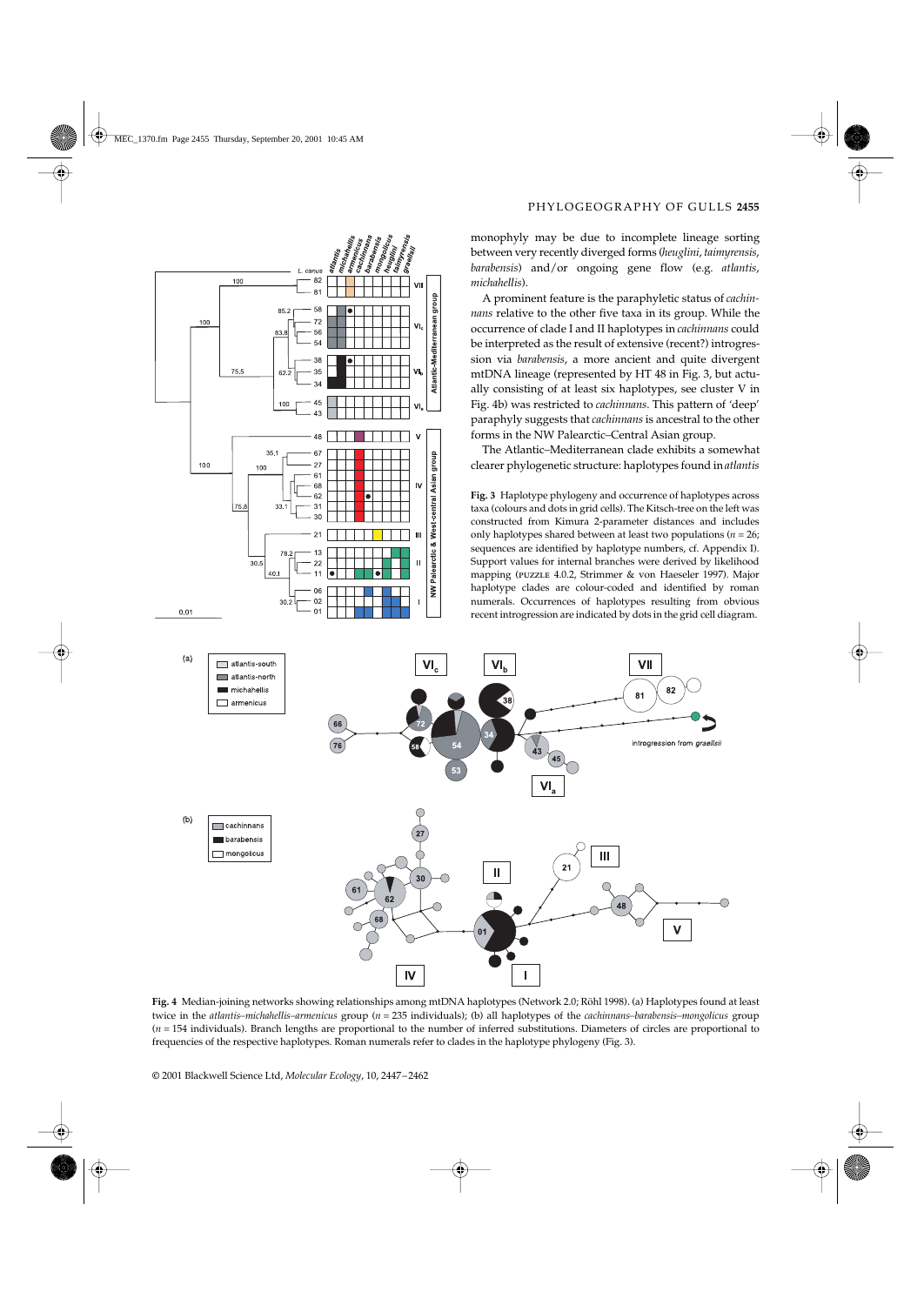monophyly may be due to incomplete lineage sorting between very recently diverged forms (*heuglini*, *taimyrensis*, *barabensis*) and/or ongoing gene flow (e.g. *atlantis*, *michahellis*).

A prominent feature is the paraphyletic status of *cachinnans* relative to the other five taxa in its group. While the occurrence of clade I and II haplotypes in *cachinnans* could be interpreted as the result of extensive (recent?) introgression via *barabensis*, a more ancient and quite divergent mtDNA lineage (represented by HT 48 in Fig. 3, but actually consisting of at least six haplotypes, see cluster V in Fig. 4b) was restricted to *cachinnans*. This pattern of 'deep' paraphyly suggests that *cachinnans* is ancestral to the other forms in the NW Palearctic–Central Asian group.

The Atlantic–Mediterranean clade exhibits a somewhat clearer phylogenetic structure: haplotypes found in *atlantis*

**Fig. 3** Haplotype phylogeny and occurrence of haplotypes across taxa (colours and dots in grid cells). The Kitsch-tree on the left was constructed from Kimura 2-parameter distances and includes only haplotypes shared between at least two populations ($n = 26$; sequences are identified by haplotype numbers, cf. Appendix I). Support values for internal branches were derived by likelihood mapping (PUZZLE 4.0.2, Strimmer & von Haeseler 1997). Major haplotype clades are colour-coded and identified by roman numerals. Occurrences of haplotypes resulting from obvious recent introgression are indicated by dots in the grid cell diagram.

**Fig. 4** Median-joining networks showing relationships among mtDNA haplotypes (Network 2.0; Röhl 1998). (a) Haplotypes found at least twice in the *atlantis–michahellis–armenicus* group ($n = 235$ individuals); (b) all haplotypes of the *cachinnans–barabensis–mongolicus* group ($n = 154$ individuals). Branch lengths are proportional to the number of inferred substitutions. Diameters of circles are proportional to frequencies of the respective haplotypes. Roman numerals refer to clades in the haplotype phylogeny (Fig. 3).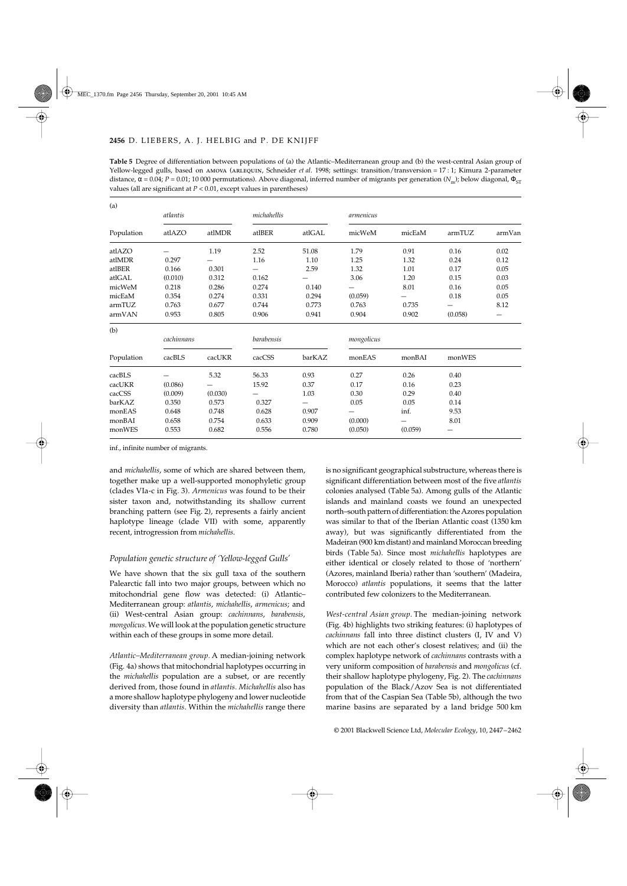**Table 5** Degree of differentiation between populations of (a) the Atlantic–Mediterranean group and (b) the west-central Asian group of Yellow-legged gulls, based on AMOVA (ARLEQUIN, Schneider *et al*. 1998; settings: transition/transversion = 17 : 1; Kimura 2-parameter distance, $\alpha = 0.04$; $P = 0.01$; 10 000 permutations). Above diagonal, inferred number of migrants per generation ($N_m$); below diagonal, $\Phi_{ST}$ values (all are significant at $P < 0.01$, except values in parentheses)

(a)

| | *atlantis* | | *michahellis* | | *armenicus* | | | |
|---|---|---|---|---|---|---|---|---|
| Population | atlAZO | atlMDR | atlBER | atlGAL | micWeM | micEaM | armTUZ | armVan |
| atlAZO | — | 1.19 | 2.52 | 51.08 | 1.79 | 0.91 | 0.16 | 0.02 |
| atlMDR | 0.297 | — | 1.16 | 1.10 | 1.25 | 1.32 | 0.24 | 0.12 |
| atlBER | 0.166 | 0.301 | — | 2.59 | 1.32 | 1.01 | 0.17 | 0.05 |
| atlGAL | (0.010) | 0.312 | 0.162 | — | 3.06 | 1.20 | 0.15 | 0.03 |
| micWeM | 0.218 | 0.286 | 0.274 | 0.140 | — | 8.01 | 0.16 | 0.05 |
| micEaM | 0.354 | 0.274 | 0.331 | 0.294 | (0.059) | — | 0.18 | 0.05 |
| armTUZ | 0.763 | 0.677 | 0.744 | 0.773 | 0.763 | 0.735 | — | 8.12 |
| armVAN | 0.953 | 0.805 | 0.906 | 0.941 | 0.904 | 0.902 | (0.058) | — |

(b)

| | *cachinnans* | | *barabensis* | | *mongolicus* | | |
|---|---|---|---|---|---|---|---|
| Population | cacBLS | cacUKR | cacCSS | barKAZ | monEAS | monBAI | monWES |
| cacBLS | — | 5.32 | 56.33 | 0.93 | 0.27 | 0.26 | 0.40 |
| cacUKR | (0.086) | — | 15.92 | 0.37 | 0.17 | 0.16 | 0.23 |
| cacCSS | (0.009) | (0.030) | — | 1.03 | 0.30 | 0.29 | 0.40 |
| barKAZ | 0.350 | 0.573 | 0.327 | — | 0.05 | 0.05 | 0.14 |
| monEAS | 0.648 | 0.748 | 0.628 | 0.907 | — | inf. | 9.53 |
| monBAI | 0.658 | 0.754 | 0.633 | 0.909 | (0.000) | — | 8.01 |
| monWES | 0.553 | 0.682 | 0.556 | 0.780 | (0.050) | (0.059) | — |

inf., infinite number of migrants.

and *michahellis*, some of which are shared between them, together make up a well-supported monophyletic group (clades VIa-c in Fig. 3). *Armenicus* was found to be their sister taxon and, notwithstanding its shallow current branching pattern (see Fig. 2), represents a fairly ancient haplotype lineage (clade VII) with some, apparently recent, introgression from *michahellis*.

### *Population genetic structure of 'Yellow-legged Gulls'*

We have shown that the six gull taxa of the southern Palearctic fall into two major groups, between which no mitochondrial gene flow was detected: (i) Atlantic–Mediterranean group: *atlantis*, *michahellis*, *armenicus*; and (ii) West-central Asian group: *cachinnans*, *barabensis*, *mongolicus*. We will look at the population genetic structure within each of these groups in some more detail.

*Atlantic–Mediterranean group.* A median-joining network (Fig. 4a) shows that mitochondrial haplotypes occurring in the *michahellis* population are a subset, or are recently derived from, those found in *atlantis*. *Michahellis* also has a more shallow haplotype phylogeny and lower nucleotide diversity than *atlantis*. Within the *michahellis* range there is no significant geographical substructure, whereas there is significant differentiation between most of the five *atlantis* colonies analysed (Table 5a). Among gulls of the Atlantic islands and mainland coasts we found an unexpected north–south pattern of differentiation: the Azores population was similar to that of the Iberian Atlantic coast (1350 km away), but was significantly differentiated from the Madeiran (900 km distant) and mainland Moroccan breeding birds (Table 5a). Since most *michahellis* haplotypes are either identical or closely related to those of 'northern' (Azores, mainland Iberia) rather than 'southern' (Madeira, Morocco) *atlantis* populations, it seems that the latter contributed few colonizers to the Mediterranean.

*West-central Asian group.* The median-joining network (Fig. 4b) highlights two striking features: (i) haplotypes of *cachinnans* fall into three distinct clusters (I, IV and V) which are not each other's closest relatives; and (ii) the complex haplotype network of *cachinnans* contrasts with a very uniform composition of *barabensis* and *mongolicus* (cf. their shallow haplotype phylogeny, Fig. 2). The *cachinnans* population of the Black/Azov Sea is not differentiated from that of the Caspian Sea (Table 5b), although the two marine basins are separated by a land bridge 500 km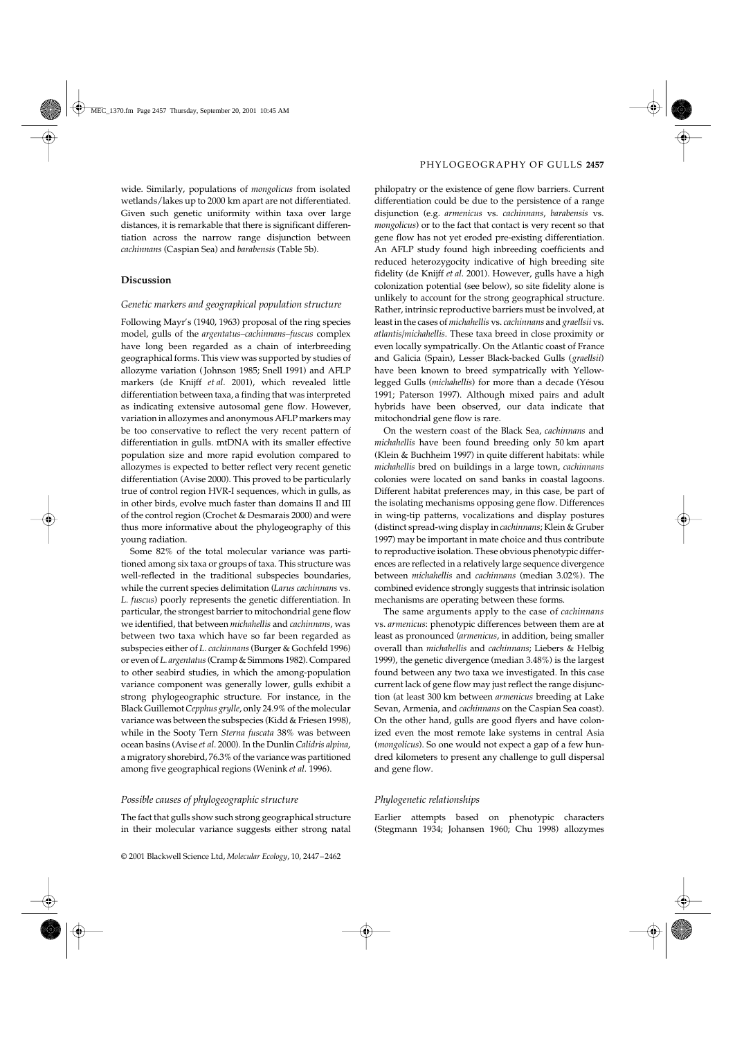wide. Similarly, populations of *mongolicus* from isolated wetlands/lakes up to 2000 km apart are not differentiated. Given such genetic uniformity within taxa over large distances, it is remarkable that there is significant differentiation across the narrow range disjunction between *cachinnans* (Caspian Sea) and *barabensis* (Table 5b).

## Discussion

### Genetic markers and geographical population structure

Following Mayr's (1940, 1963) proposal of the ring species model, gulls of the *argentatus–cachinnans–fuscus* complex have long been regarded as a chain of interbreeding geographical forms. This view was supported by studies of allozyme variation (Johnson 1985; Snell 1991) and AFLP markers (de Knijff *et al*. 2001), which revealed little differentiation between taxa, a finding that was interpreted as indicating extensive autosomal gene flow. However, variation in allozymes and anonymous AFLP markers may be too conservative to reflect the very recent pattern of differentiation in gulls. mtDNA with its smaller effective population size and more rapid evolution compared to allozymes is expected to better reflect very recent genetic differentiation (Avise 2000). This proved to be particularly true of control region HVR-I sequences, which in gulls, as in other birds, evolve much faster than domains II and III of the control region (Crochet & Desmarais 2000) and were thus more informative about the phylogeography of this young radiation.

Some 82% of the total molecular variance was partitioned among six taxa or groups of taxa. This structure was well-reflected in the traditional subspecies boundaries, while the current species delimitation (*Larus cachinnans* vs. *L. fuscus*) poorly represents the genetic differentiation. In particular, the strongest barrier to mitochondrial gene flow we identified, that between *michahellis* and *cachinnans*, was between two taxa which have so far been regarded as subspecies either of *L. cachinnans* (Burger & Gochfeld 1996) or even of *L. argentatus* (Cramp & Simmons 1982). Compared to other seabird studies, in which the among-population variance component was generally lower, gulls exhibit a strong phylogeographic structure. For instance, in the Black Guillemot *Cepphus grylle*, only 24.9% of the molecular variance was between the subspecies (Kidd & Friesen 1998), while in the Sooty Tern *Sterna fuscata* 38% was between ocean basins (Avise *et al*. 2000). In the Dunlin *Calidris alpina*, a migratory shorebird, 76.3% of the variance was partitioned among five geographical regions (Wenink *et al*. 1996).

### Possible causes of phylogeographic structure

The fact that gulls show such strong geographical structure in their molecular variance suggests either strong natal philopatry or the existence of gene flow barriers. Current differentiation could be due to the persistence of a range disjunction (e.g. *armenicus* vs. *cachinnans*, *barabensis* vs. *mongolicus*) or to the fact that contact is very recent so that gene flow has not yet eroded pre-existing differentiation. An AFLP study found high inbreeding coefficients and reduced heterozygocity indicative of high breeding site fidelity (de Knijff *et al*. 2001). However, gulls have a high colonization potential (see below), so site fidelity alone is unlikely to account for the strong geographical structure. Rather, intrinsic reproductive barriers must be involved, at least in the cases of *michahellis* vs. *cachinnans* and *graellsii* vs. *atlantis*/*michahellis*. These taxa breed in close proximity or even locally sympatrically. On the Atlantic coast of France and Galicia (Spain), Lesser Black-backed Gulls (*graellsii*) have been known to breed sympatrically with Yellow-legged Gulls (*michahellis*) for more than a decade (Yésou 1991; Paterson 1997). Although mixed pairs and adult hybrids have been observed, our data indicate that mitochondrial gene flow is rare.

On the western coast of the Black Sea, *cachinnans* and *michahellis* have been found breeding only 50 km apart (Klein & Buchheim 1997) in quite different habitats: while *michahellis* bred on buildings in a large town, *cachinnans* colonies were located on sand banks in coastal lagoons. Different habitat preferences may, in this case, be part of the isolating mechanisms opposing gene flow. Differences in wing-tip patterns, vocalizations and display postures (distinct spread-wing display in *cachinnans*; Klein & Gruber 1997) may be important in mate choice and thus contribute to reproductive isolation. These obvious phenotypic differences are reflected in a relatively large sequence divergence between *michahellis* and *cachinnans* (median 3.02%). The combined evidence strongly suggests that intrinsic isolation mechanisms are operating between these forms.

The same arguments apply to the case of *cachinnans* vs. *armenicus*: phenotypic differences between them are at least as pronounced (*armenicus*, in addition, being smaller overall than *michahellis* and *cachinnans*; Liebers & Helbig 1999), the genetic divergence (median 3.48%) is the largest found between any two taxa we investigated. In this case current lack of gene flow may just reflect the range disjunction (at least 300 km between *armenicus* breeding at Lake Sevan, Armenia, and *cachinnans* on the Caspian Sea coast). On the other hand, gulls are good flyers and have colonized even the most remote lake systems in central Asia (*mongolicus*). So one would not expect a gap of a few hundred kilometers to present any challenge to gull dispersal and gene flow.

### Phylogenetic relationships

Earlier attempts based on phenotypic characters (Stegmann 1934; Johansen 1960; Chu 1998) allozymes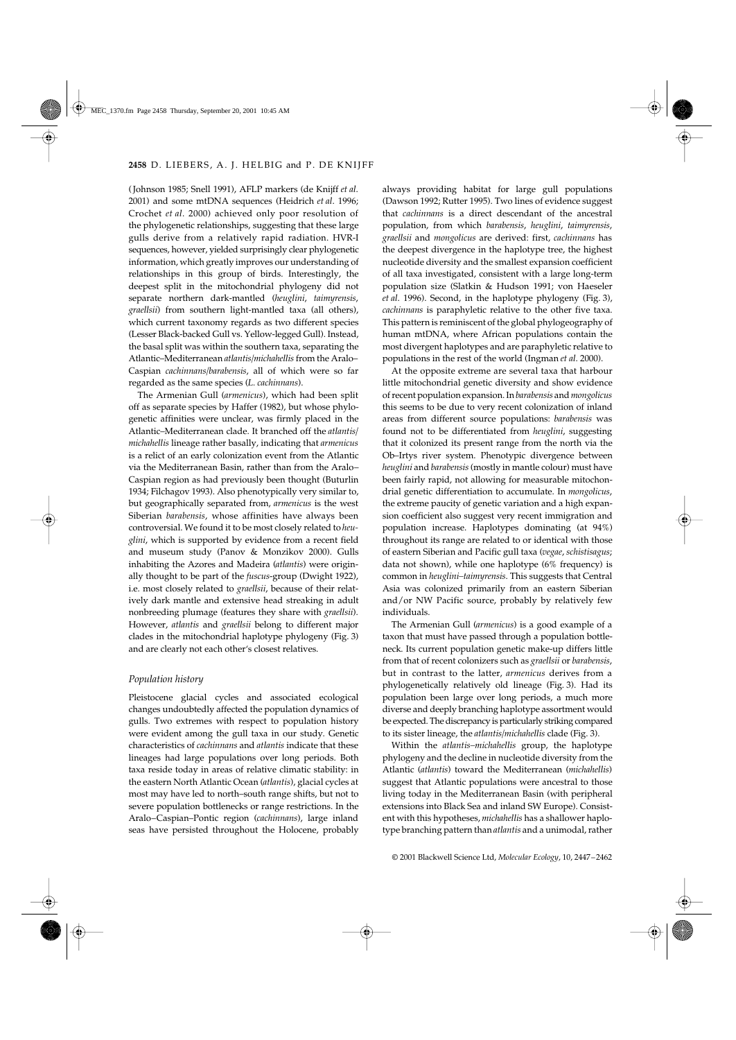(Johnson 1985; Snell 1991), AFLP markers (de Knijff *et al.* 2001) and some mtDNA sequences (Heidrich *et al.* 1996; Crochet *et al.* 2000) achieved only poor resolution of the phylogenetic relationships, suggesting that these large gulls derive from a relatively rapid radiation. HVR-I sequences, however, yielded surprisingly clear phylogenetic information, which greatly improves our understanding of relationships in this group of birds. Interestingly, the deepest split in the mitochondrial phylogeny did not separate northern dark-mantled (*heuglini*, *taimyrensis*, *graellsii*) from southern light-mantled taxa (all others), which current taxonomy regards as two different species (Lesser Black-backed Gull vs. Yellow-legged Gull). Instead, the basal split was within the southern taxa, separating the Atlantic–Mediterranean *atlantis*/*michahellis* from the Aralo–Caspian *cachinnans*/*barabensis*, all of which were so far regarded as the same species (*L. cachinnans*).

The Armenian Gull (*armenicus*), which had been split off as separate species by Haffer (1982), but whose phylogenetic affinities were unclear, was firmly placed in the Atlantic–Mediterranean clade. It branched off the *atlantis*/*michahellis* lineage rather basally, indicating that *armenicus* is a relict of an early colonization event from the Atlantic via the Mediterranean Basin, rather than from the Aralo–Caspian region as had previously been thought (Buturlin 1934; Filchagov 1993). Also phenotypically very similar to, but geographically separated from, *armenicus* is the west Siberian *barabensis*, whose affinities have always been controversial. We found it to be most closely related to *heuglini*, which is supported by evidence from a recent field and museum study (Panov & Monzikov 2000). Gulls inhabiting the Azores and Madeira (*atlantis*) were originally thought to be part of the *fuscus*-group (Dwight 1922), i.e. most closely related to *graellsii*, because of their relatively dark mantle and extensive head streaking in adult nonbreeding plumage (features they share with *graellsii*). However, *atlantis* and *graellsii* belong to different major clades in the mitochondrial haplotype phylogeny (Fig. 3) and are clearly not each other's closest relatives.

### *Population history*

Pleistocene glacial cycles and associated ecological changes undoubtedly affected the population dynamics of gulls. Two extremes with respect to population history were evident among the gull taxa in our study. Genetic characteristics of *cachinnans* and *atlantis* indicate that these lineages had large populations over long periods. Both taxa reside today in areas of relative climatic stability: in the eastern North Atlantic Ocean (*atlantis*), glacial cycles at most may have led to north–south range shifts, but not to severe population bottlenecks or range restrictions. In the Aralo–Caspian–Pontic region (*cachinnans*), large inland seas have persisted throughout the Holocene, probably always providing habitat for large gull populations (Dawson 1992; Rutter 1995). Two lines of evidence suggest that *cachinnans* is a direct descendant of the ancestral population, from which *barabensis*, *heuglini*, *taimyrensis*, *graellsii* and *mongolicus* are derived: first, *cachinnans* has the deepest divergence in the haplotype tree, the highest nucleotide diversity and the smallest expansion coefficient of all taxa investigated, consistent with a large long-term population size (Slatkin & Hudson 1991; von Haeseler *et al.* 1996). Second, in the haplotype phylogeny (Fig. 3), *cachinnans* is paraphyletic relative to the other five taxa. This pattern is reminiscent of the global phylogeography of human mtDNA, where African populations contain the most divergent haplotypes and are paraphyletic relative to populations in the rest of the world (Ingman *et al.* 2000).

At the opposite extreme are several taxa that harbour little mitochondrial genetic diversity and show evidence of recent population expansion. In *barabensis* and *mongolicus* this seems to be due to very recent colonization of inland areas from different source populations: *barabensis* was found not to be differentiated from *heuglini*, suggesting that it colonized its present range from the north via the Ob–Irtys river system. Phenotypic divergence between *heuglini* and *barabensis* (mostly in mantle colour) must have been fairly rapid, not allowing for measurable mitochondrial genetic differentiation to accumulate. In *mongolicus*, the extreme paucity of genetic variation and a high expansion coefficient also suggest very recent immigration and population increase. Haplotypes dominating (at 94%) throughout its range are related to or identical with those of eastern Siberian and Pacific gull taxa (*vegae*, *schistisagus*; data not shown), while one haplotype (6% frequency) is common in *heuglini*–*taimyrensis*. This suggests that Central Asia was colonized primarily from an eastern Siberian and/or NW Pacific source, probably by relatively few individuals.

The Armenian Gull (*armenicus*) is a good example of a taxon that must have passed through a population bottleneck. Its current population genetic make-up differs little from that of recent colonizers such as *graellsii* or *barabensis*, but in contrast to the latter, *armenicus* derives from a phylogenetically relatively old lineage (Fig. 3). Had its population been large over long periods, a much more diverse and deeply branching haplotype assortment would be expected. The discrepancy is particularly striking compared to its sister lineage, the *atlantis*/*michahellis* clade (Fig. 3).

Within the *atlantis*–*michahellis* group, the haplotype phylogeny and the decline in nucleotide diversity from the Atlantic (*atlantis*) toward the Mediterranean (*michahellis*) suggest that Atlantic populations were ancestral to those living today in the Mediterranean Basin (with peripheral extensions into Black Sea and inland SW Europe). Consistent with this hypotheses, *michahellis* has a shallower haplotype branching pattern than *atlantis* and a unimodal, rather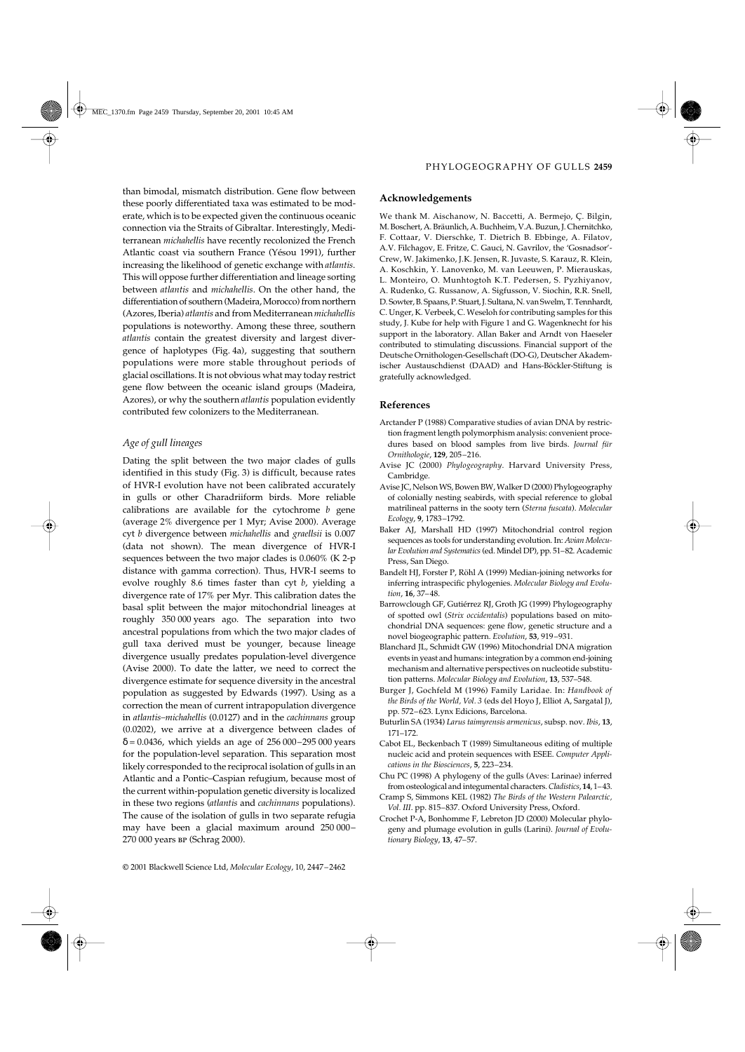than bimodal, mismatch distribution. Gene flow between these poorly differentiated taxa was estimated to be moderate, which is to be expected given the continuous oceanic connection via the Straits of Gibraltar. Interestingly, Mediterranean *michahellis* have recently recolonized the French Atlantic coast via southern France (Yésou 1991), further increasing the likelihood of genetic exchange with *atlantis*. This will oppose further differentiation and lineage sorting between *atlantis* and *michahellis*. On the other hand, the differentiation of southern (Madeira, Morocco) from northern (Azores, Iberia) *atlantis* and from Mediterranean *michahellis* populations is noteworthy. Among these three, southern *atlantis* contain the greatest diversity and largest divergence of haplotypes (Fig. 4a), suggesting that southern populations were more stable throughout periods of glacial oscillations. It is not obvious what may today restrict gene flow between the oceanic island groups (Madeira, Azores), or why the southern *atlantis* population evidently contributed few colonizers to the Mediterranean.

### *Age of gull lineages*

Dating the split between the two major clades of gulls identified in this study (Fig. 3) is difficult, because rates of HVR-I evolution have not been calibrated accurately in gulls or other Charadriiform birds. More reliable calibrations are available for the cytochrome *b* gene (average 2% divergence per 1 Myr; Avise 2000). Average cyt *b* divergence between *michahellis* and *graellsii* is 0.007 (data not shown). The mean divergence of HVR-I sequences between the two major clades is 0.060% (K 2-p distance with gamma correction). Thus, HVR-I seems to evolve roughly 8.6 times faster than cyt *b*, yielding a divergence rate of 17% per Myr. This calibration dates the basal split between the major mitochondrial lineages at roughly 350 000 years ago. The separation into two ancestral populations from which the two major clades of gull taxa derived must be younger, because lineage divergence usually predates population-level divergence (Avise 2000). To date the latter, we need to correct the divergence estimate for sequence diversity in the ancestral population as suggested by Edwards (1997). Using as a correction the mean of current intrapopulation divergence in *atlantis–michahellis* (0.0127) and in the *cachinnans* group (0.0202), we arrive at a divergence between clades of $\delta = 0.0436$, which yields an age of 256 000–295 000 years for the population-level separation. This separation most likely corresponded to the reciprocal isolation of gulls in an Atlantic and a Pontic–Caspian refugium, because most of the current within-population genetic diversity is localized in these two regions (*atlantis* and *cachinnans* populations). The cause of the isolation of gulls in two separate refugia may have been a glacial maximum around 250 000–270 000 years BP (Schrag 2000).

## Acknowledgements

We thank M. Aischanow, N. Baccetti, A. Bermejo, Ç. Bilgin, M. Boschert, A. Bräunlich, A. Buchheim, V.A. Buzun, J. Chernitchko, F. Cottaar, V. Dierschke, T. Dietrich B. Ebbinge, A. Filatov, A.V. Filchagov, E. Fritze, C. Gauci, N. Gavrilov, the 'Gosnadsor'-Crew, W. Jakimenko, J.K. Jensen, R. Juvaste, S. Karauz, R. Klein, A. Koschkin, Y. Lanovenko, M. van Leeuwen, P. Mierauskas, L. Monteiro, O. Munhtogtoh K.T. Pedersen, S. Pyzhiyanov, A. Rudenko, G. Russanow, A. Sigfusson, V. Siochin, R.R. Snell, D. Sowter, B. Spaans, P. Stuart, J. Sultana, N. van Swelm, T. Tennhardt, C. Unger, K. Verbeek, C. Weseloh for contributing samples for this study, J. Kube for help with Figure 1 and G. Wagenknecht for his support in the laboratory. Allan Baker and Arndt von Haeseler contributed to stimulating discussions. Financial support of the Deutsche Ornithologen-Gesellschaft (DO-G), Deutscher Akademischer Austauschdienst (DAAD) and Hans-Böckler-Stiftung is gratefully acknowledged.

## References

Arctander P (1988) Comparative studies of avian DNA by restriction fragment length polymorphism analysis: convenient procedures based on blood samples from live birds. *Journal für Ornithologie*, **129**, 205–216.

Avise JC (2000) *Phylogeography*. Harvard University Press, Cambridge.

Avise JC, Nelson WS, Bowen BW, Walker D (2000) Phylogeography of colonially nesting seabirds, with special reference to global matrilineal patterns in the sooty tern (*Sterna fuscata*). *Molecular Ecology*, **9**, 1783–1792.

Baker AJ, Marshall HD (1997) Mitochondrial control region sequences as tools for understanding evolution. In: *Avian Molecular Evolution and Systematics* (ed. Mindel DP), pp. 51–82. Academic Press, San Diego.

Bandelt HJ, Forster P, Röhl A (1999) Median-joining networks for inferring intraspecific phylogenies. *Molecular Biology and Evolution*, **16**, 37–48.

Barrowclough GF, Gutiérrez RJ, Groth JG (1999) Phylogeography of spotted owl (*Strix occidentalis*) populations based on mitochondrial DNA sequences: gene flow, genetic structure and a novel biogeographic pattern. *Evolution*, **53**, 919–931.

Blanchard JL, Schmidt GW (1996) Mitochondrial DNA migration events in yeast and humans: integration by a common end-joining mechanism and alternative perspectives on nucleotide substitution patterns. *Molecular Biology and Evolution*, **13**, 537–548.

Burger J, Gochfeld M (1996) Family Laridae. In: *Handbook of the Birds of the World, Vol. 3* (eds del Hoyo J, Elliot A, Sargatal J), pp. 572–623. Lynx Edicions, Barcelona.

Buturlin SA (1934) *Larus taimyrensis armenicus*, subsp. nov. *Ibis*, **13**, 171–172.

Cabot EL, Beckenbach T (1989) Simultaneous editing of multiple nucleic acid and protein sequences with ESEE. *Computer Applications in the Biosciences*, **5**, 223–234.

Chu PC (1998) A phylogeny of the gulls (Aves: Larinae) inferred from osteological and integumental characters. *Cladistics*, **14**, 1–43.

Cramp S, Simmons KEL (1982) *The Birds of the Western Palearctic, Vol. III*. pp. 815–837. Oxford University Press, Oxford.

Crochet P-A, Bonhomme F, Lebreton JD (2000) Molecular phylogeny and plumage evolution in gulls (Larini). *Journal of Evolutionary Biology*, **13**, 47–57.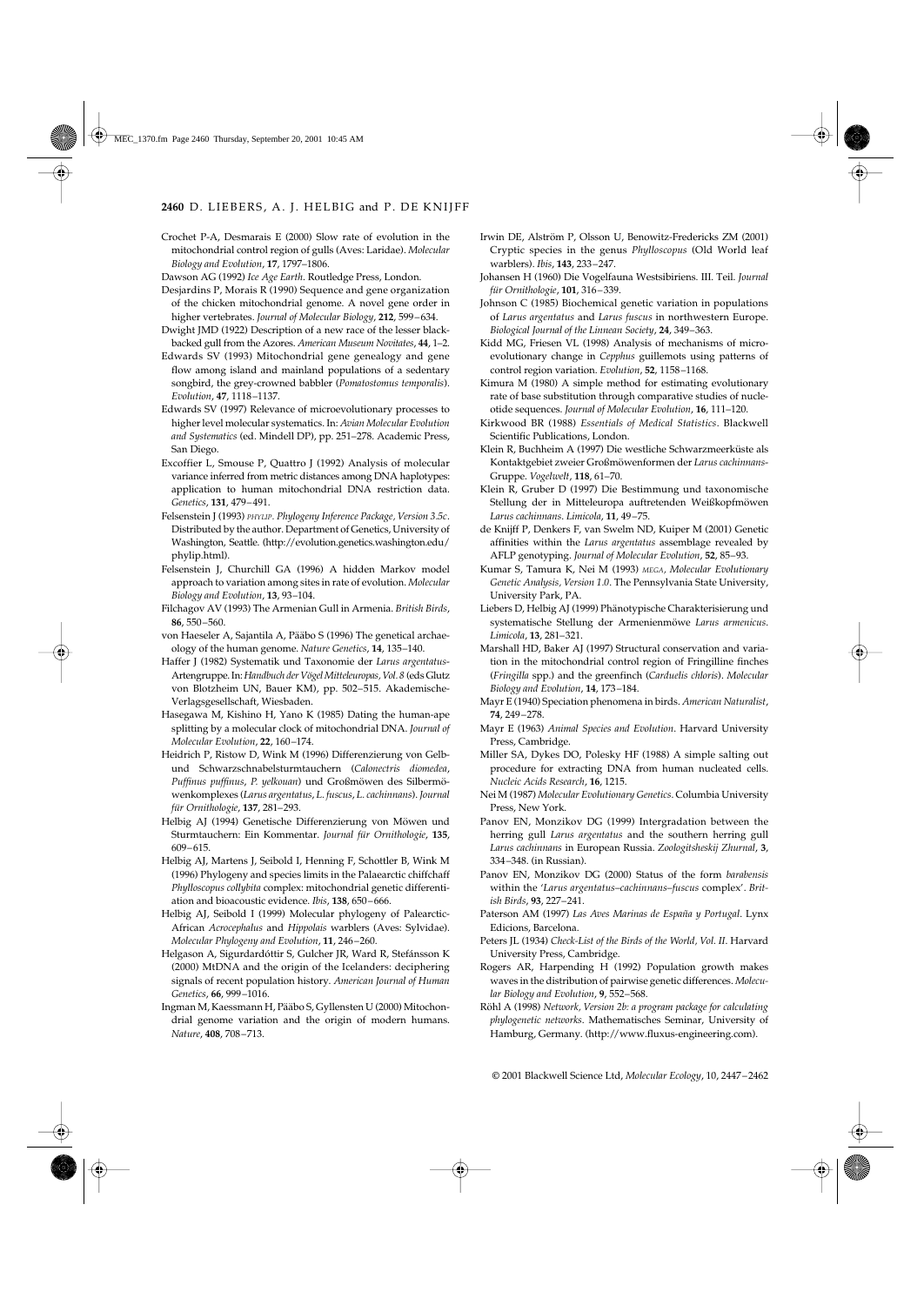Crochet P-A, Desmarais E (2000) Slow rate of evolution in the mitochondrial control region of gulls (Aves: Laridae). *Molecular Biology and Evolution*, **17**, 1797–1806.

Dawson AG (1992) *Ice Age Earth*. Routledge Press, London.

Desjardins P, Morais R (1990) Sequence and gene organization of the chicken mitochondrial genome. A novel gene order in higher vertebrates. *Journal of Molecular Biology*, **212**, 599–634.

Dwight JMD (1922) Description of a new race of the lesser black-backed gull from the Azores. *American Museum Novitates*, **44**, 1–2.

Edwards SV (1993) Mitochondrial gene genealogy and gene flow among island and mainland populations of a sedentary songbird, the grey-crowned babbler (*Pomatostomus temporalis*). *Evolution*, **47**, 1118–1137.

Edwards SV (1997) Relevance of microevolutionary processes to higher level molecular systematics. In: *Avian Molecular Evolution and Systematics* (ed. Mindell DP), pp. 251–278. Academic Press, San Diego.

Excoffier L, Smouse P, Quattro J (1992) Analysis of molecular variance inferred from metric distances among DNA haplotypes: application to human mitochondrial DNA restriction data. *Genetics*, **131**, 479–491.

Felsenstein J (1993) *PHYLIP. Phylogeny Inference Package, Version 3.5c*. Distributed by the author. Department of Genetics, University of Washington, Seattle. (http://evolution.genetics.washington.edu/phylip.html).

Felsenstein J, Churchill GA (1996) A hidden Markov model approach to variation among sites in rate of evolution. *Molecular Biology and Evolution*, **13**, 93–104.

Filchagov AV (1993) The Armenian Gull in Armenia. *British Birds*, **86**, 550–560.

von Haeseler A, Sajantila A, Pääbo S (1996) The genetical archaeology of the human genome. *Nature Genetics*, **14**, 135–140.

Haffer J (1982) Systematik und Taxonomie der *Larus argentatus*-Artengruppe. In: *Handbuch der Vögel Mitteleuropas, Vol. 8* (eds Glutz von Blotzheim UN, Bauer KM), pp. 502–515. Akademische-Verlagsgesellschaft, Wiesbaden.

Hasegawa M, Kishino H, Yano K (1985) Dating the human-ape splitting by a molecular clock of mitochondrial DNA. *Journal of Molecular Evolution*, **22**, 160–174.

Heidrich P, Ristow D, Wink M (1996) Differenzierung von Gelb- und Schwarzschnabelsturmtauchern (*Calonectris diomedea*, *Puffinus puffinus*, *P. yelkouan*) und Großmöwen des Silbermöwenkomplexes (*Larus argentatus*, *L. fuscus*, *L. cachinnans*). *Journal für Ornithologie*, **137**, 281–293.

Helbig AJ (1994) Genetische Differenzierung von Möwen und Sturmtauchern: Ein Kommentar. *Journal für Ornithologie*, **135**, 609–615.

Helbig AJ, Martens J, Seibold I, Henning F, Schottler B, Wink M (1996) Phylogeny and species limits in the Palaearctic chiffchaff *Phylloscopus collybita* complex: mitochondrial genetic differentiation and bioacoustic evidence. *Ibis*, **138**, 650–666.

Helbig AJ, Seibold I (1999) Molecular phylogeny of Palearctic-African *Acrocephalus* and *Hippolais* warblers (Aves: Sylvidae). *Molecular Phylogeny and Evolution*, **11**, 246–260.

Helgason A, Sigurdardóttir S, Gulcher JR, Ward R, Stefánsson K (2000) MtDNA and the origin of the Icelanders: deciphering signals of recent population history. *American Journal of Human Genetics*, **66**, 999–1016.

Ingman M, Kaessmann H, Pääbo S, Gyllensten U (2000) Mitochondrial genome variation and the origin of modern humans. *Nature*, **408**, 708–713.

Irwin DE, Alström P, Olsson U, Benowitz-Fredericks ZM (2001) Cryptic species in the genus *Phylloscopus* (Old World leaf warblers). *Ibis*, **143**, 233–247.

Johansen H (1960) Die Vogelfauna Westsibiriens. III. Teil. *Journal für Ornithologie*, **101**, 316–339.

Johnson C (1985) Biochemical genetic variation in populations of *Larus argentatus* and *Larus fuscus* in northwestern Europe. *Biological Journal of the Linnean Society*, **24**, 349–363.

Kidd MG, Friesen VL (1998) Analysis of mechanisms of microevolutionary change in *Cepphus* guillemots using patterns of control region variation. *Evolution*, **52**, 1158–1168.

Kimura M (1980) A simple method for estimating evolutionary rate of base substitution through comparative studies of nucleotide sequences. *Journal of Molecular Evolution*, **16**, 111–120.

Kirkwood BR (1988) *Essentials of Medical Statistics*. Blackwell Scientific Publications, London.

Klein R, Buchheim A (1997) Die westliche Schwarzmeerküste als Kontaktgebiet zweier Großmöwenformen der *Larus cachinnans*-Gruppe. *Vogelwelt*, **118**, 61–70.

Klein R, Gruber D (1997) Die Bestimmung und taxonomische Stellung der in Mitteleuropa auftretenden Weißkopfmöwen *Larus cachinnans*. *Limicola*, **11**, 49–75.

de Knijff P, Denkers F, van Swelm ND, Kuiper M (2001) Genetic affinities within the *Larus argentatus* assemblage revealed by AFLP genotyping. *Journal of Molecular Evolution*, **52**, 85–93.

Kumar S, Tamura K, Nei M (1993) *MEGA, Molecular Evolutionary Genetic Analysis, Version 1.0*. The Pennsylvania State University, University Park, PA.

Liebers D, Helbig AJ (1999) Phänotypische Charakterisierung und systematische Stellung der Armenienmöwe *Larus armenicus*. *Limicola*, **13**, 281–321.

Marshall HD, Baker AJ (1997) Structural conservation and variation in the mitochondrial control region of Fringilline finches (*Fringilla* spp.) and the greenfinch (*Carduelis chloris*). *Molecular Biology and Evolution*, **14**, 173–184.

Mayr E (1940) Speciation phenomena in birds. *American Naturalist*, **74**, 249–278.

Mayr E (1963) *Animal Species and Evolution*. Harvard University Press, Cambridge.

Miller SA, Dykes DO, Polesky HF (1988) A simple salting out procedure for extracting DNA from human nucleated cells. *Nucleic Acids Research*, **16**, 1215.

Nei M (1987) *Molecular Evolutionary Genetics*. Columbia University Press, New York.

Panov EN, Monzikov DG (1999) Intergradation between the herring gull *Larus argentatus* and the southern herring gull *Larus cachinnans* in European Russia. *Zoologitsheskij Zhurnal*, **3**, 334–348. (in Russian).

Panov EN, Monzikov DG (2000) Status of the form *barabensis* within the '*Larus argentatus–cachinnans–fuscus* complex'. *British Birds*, **93**, 227–241.

Paterson AM (1997) *Las Aves Marinas de España y Portugal*. Lynx Edicions, Barcelona.

Peters JL (1934) *Check-List of the Birds of the World, Vol. II*. Harvard University Press, Cambridge.

Rogers AR, Harpending H (1992) Population growth makes waves in the distribution of pairwise genetic differences. *Molecular Biology and Evolution*, **9**, 552–568.

Röhl A (1998) *Network, Version 2b: a program package for calculating phylogenetic networks*. Mathematisches Seminar, University of Hamburg, Germany. (http://www.fluxus-engineering.com).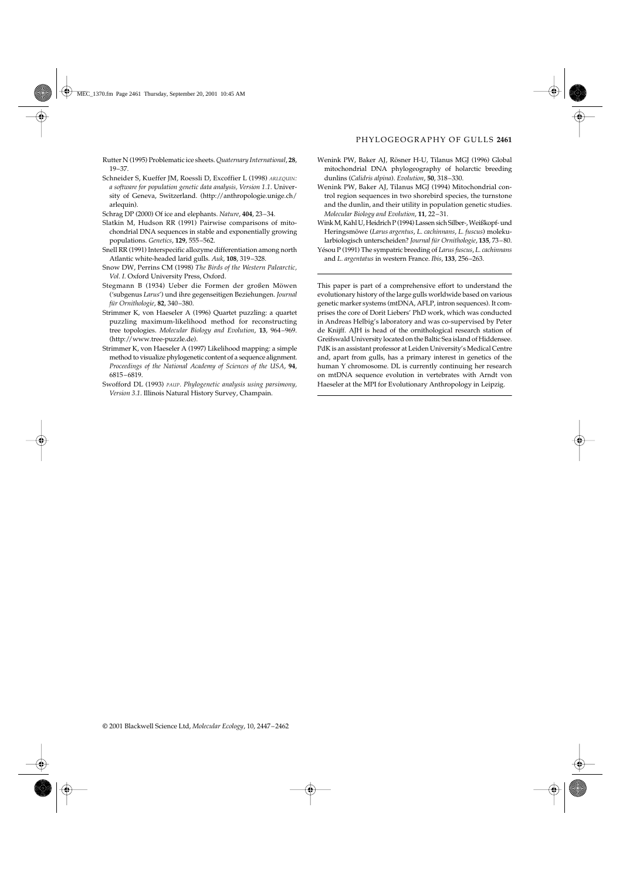Rutter N (1995) Problematic ice sheets. *Quaternary International*, **28**, 19–37.

Schneider S, Kueffer JM, Roessli D, Excoffier L (1998) *ARLEQUIN: a software for population genetic data analysis, Version 1.1*. University of Geneva, Switzerland. (http://anthropologie.unige.ch/arlequin).

Schrag DP (2000) Of ice and elephants. *Nature*, **404**, 23–34.

Slatkin M, Hudson RR (1991) Pairwise comparisons of mitochondrial DNA sequences in stable and exponentially growing populations. *Genetics*, **129**, 555–562.

Snell RR (1991) Interspecific allozyme differentiation among north Atlantic white-headed larid gulls. *Auk*, **108**, 319–328.

Snow DW, Perrins CM (1998) *The Birds of the Western Palearctic, Vol. I*. Oxford University Press, Oxford.

Stegmann B (1934) Ueber die Formen der großen Möwen ('subgenus *Larus*') und ihre gegenseitigen Beziehungen. *Journal für Ornithologie*, **82**, 340–380.

Strimmer K, von Haeseler A (1996) Quartet puzzling: a quartet puzzling maximum-likelihood method for reconstructing tree topologies. *Molecular Biology and Evolution*, **13**, 964–969. (http://www.tree-puzzle.de).

Strimmer K, von Haeseler A (1997) Likelihood mapping: a simple method to visualize phylogenetic content of a sequence alignment. *Proceedings of the National Academy of Sciences of the USA*, **94**, 6815–6819.

Swofford DL (1993) *PAUP. Phylogenetic analysis using parsimony, Version 3.1*. Illinois Natural History Survey, Champain.

Wenink PW, Baker AJ, Rösner H-U, Tilanus MGJ (1996) Global mitochondrial DNA phylogeography of holarctic breeding dunlins (*Calidris alpina*). *Evolution*, **50**, 318–330.

Wenink PW, Baker AJ, Tilanus MGJ (1994) Mitochondrial control region sequences in two shorebird species, the turnstone and the dunlin, and their utility in population genetic studies. *Molecular Biology and Evolution*, **11**, 22–31.

Wink M, Kahl U, Heidrich P (1994) Lassen sich Silber-, Weißkopf- und Heringsmöwe (*Larus argentus*, *L. cachinnans*, *L. fuscus*) molekularbiologisch unterscheiden? *Journal für Ornithologie*, **135**, 73–80.

Yésou P (1991) The sympatric breeding of *Larus fuscus*, *L. cachinnans* and *L. argentatus* in western France. *Ibis*, **133**, 256–263.

---

This paper is part of a comprehensive effort to understand the evolutionary history of the large gulls worldwide based on various genetic marker systems (mtDNA, AFLP, intron sequences). It comprises the core of Dorit Liebers' PhD work, which was conducted in Andreas Helbig's laboratory and was co-supervised by Peter de Knijff. AJH is head of the ornithological research station of Greifswald University located on the Baltic Sea island of Hiddensee. PdK is an assistant professor at Leiden University's Medical Centre and, apart from gulls, has a primary interest in genetics of the human Y chromosome. DL is currently continuing her research on mtDNA sequence evolution in vertebrates with Arndt von Haeseler at the MPI for Evolutionary Anthropology in Leipzig.

---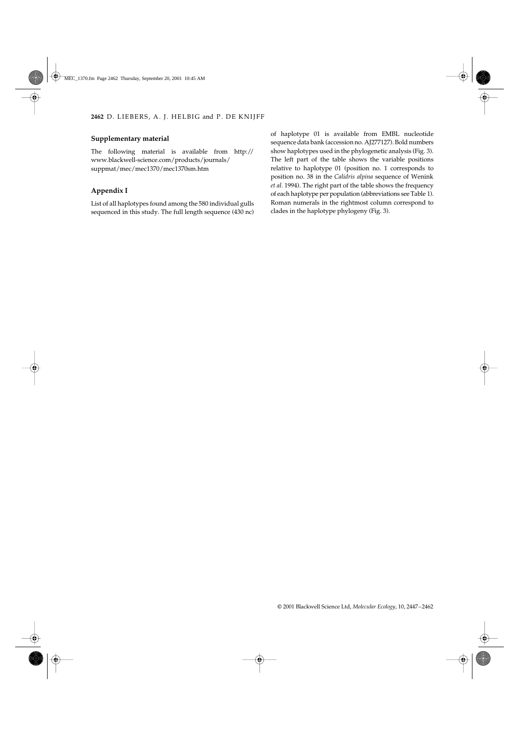## Supplementary material

The following material is available from http://www.blackwell-science.com/products/journals/suppmat/mec/mec1370/mec1370sm.htm

## Appendix I

List of all haplotypes found among the 580 individual gulls sequenced in this study. The full length sequence (430 nc) of haplotype 01 is available from EMBL nucleotide sequence data bank (accession no. AJ277127). Bold numbers show haplotypes used in the phylogenetic analysis (Fig. 3). The left part of the table shows the variable positions relative to haplotype 01 (position no. 1 corresponds to position no. 38 in the *Calidris alpina* sequence of Wenink *et al*. 1994). The right part of the table shows the frequency of each haplotype per population (abbreviations see Table 1). Roman numerals in the rightmost column correspond to clades in the haplotype phylogeny (Fig. 3).